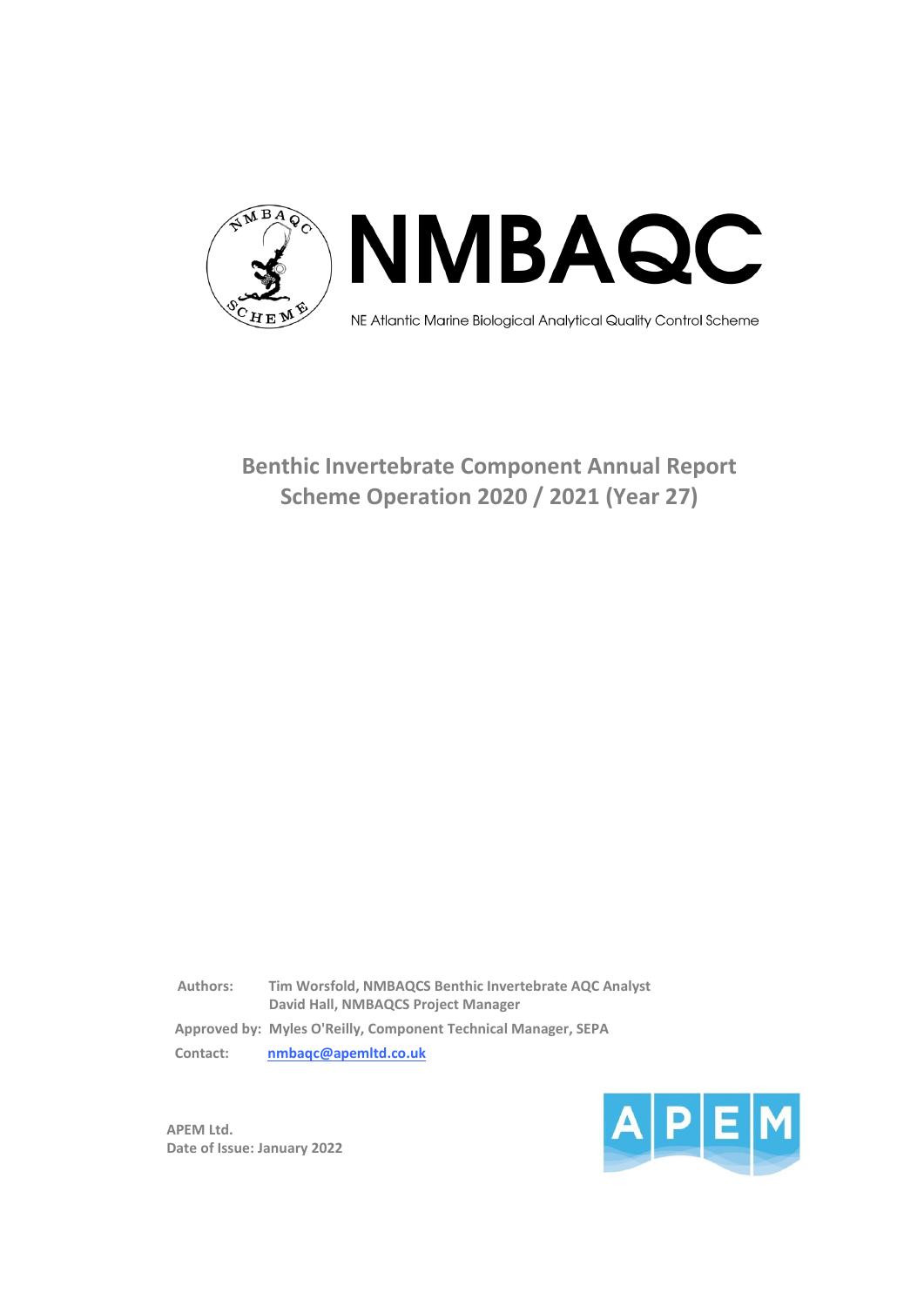# NMBAQC

NE Atlantic Marine Biological Analytical Quality Control Scheme

## Benthic Invertebrate Component Annual Report
## Scheme Operation 2020 / 2021 (Year 27)

**Authors:** **Tim Worsfold, NMBAQCS Benthic Invertebrate AQC Analyst**
**David Hall, NMBAQCS Project Manager**

**Approved by:** **Myles O'Reilly, Component Technical Manager, SEPA**

**Contact:** **nmbaqc@apemltd.co.uk**

**APEM Ltd.**
**Date of Issue: January 2022**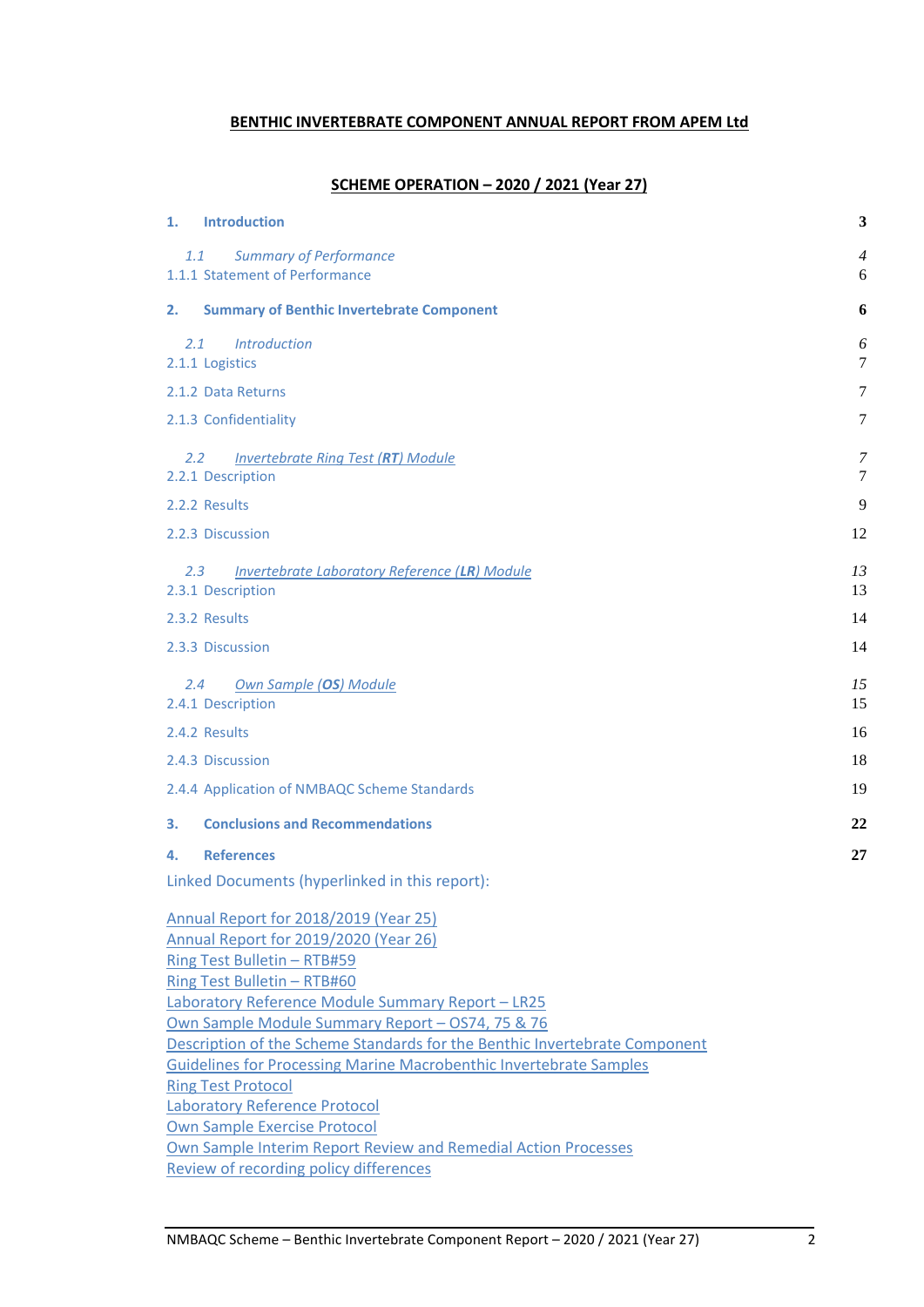**BENTHIC INVERTEBRATE COMPONENT ANNUAL REPORT FROM APEM Ltd**

**SCHEME OPERATION – 2020 / 2021 (Year 27)**

| | |
|---|---|
| **1. Introduction** | **3** |
| *1.1 Summary of Performance* | *4* |
| 1.1.1 Statement of Performance | 6 |
| **2. Summary of Benthic Invertebrate Component** | **6** |
| *2.1 Introduction* | *6* |
| 2.1.1 Logistics | 7 |
| 2.1.2 Data Returns | 7 |
| 2.1.3 Confidentiality | 7 |
| *2.2 Invertebrate Ring Test (**RT**) Module* | *7* |
| 2.2.1 Description | 7 |
| 2.2.2 Results | 9 |
| 2.2.3 Discussion | 12 |
| *2.3 Invertebrate Laboratory Reference (**LR**) Module* | *13* |
| 2.3.1 Description | 13 |
| 2.3.2 Results | 14 |
| 2.3.3 Discussion | 14 |
| *2.4 Own Sample (**OS**) Module* | *15* |
| 2.4.1 Description | 15 |
| 2.4.2 Results | 16 |
| 2.4.3 Discussion | 18 |
| 2.4.4 Application of NMBAQC Scheme Standards | 19 |
| **3. Conclusions and Recommendations** | **22** |
| **4. References** | **27** |

Linked Documents (hyperlinked in this report):

Annual Report for 2018/2019 (Year 25)
Annual Report for 2019/2020 (Year 26)
Ring Test Bulletin – RTB#59
Ring Test Bulletin – RTB#60
Laboratory Reference Module Summary Report – LR25
Own Sample Module Summary Report – OS74, 75 & 76
Description of the Scheme Standards for the Benthic Invertebrate Component
Guidelines for Processing Marine Macrobenthic Invertebrate Samples
Ring Test Protocol
Laboratory Reference Protocol
Own Sample Exercise Protocol
Own Sample Interim Report Review and Remedial Action Processes
Review of recording policy differences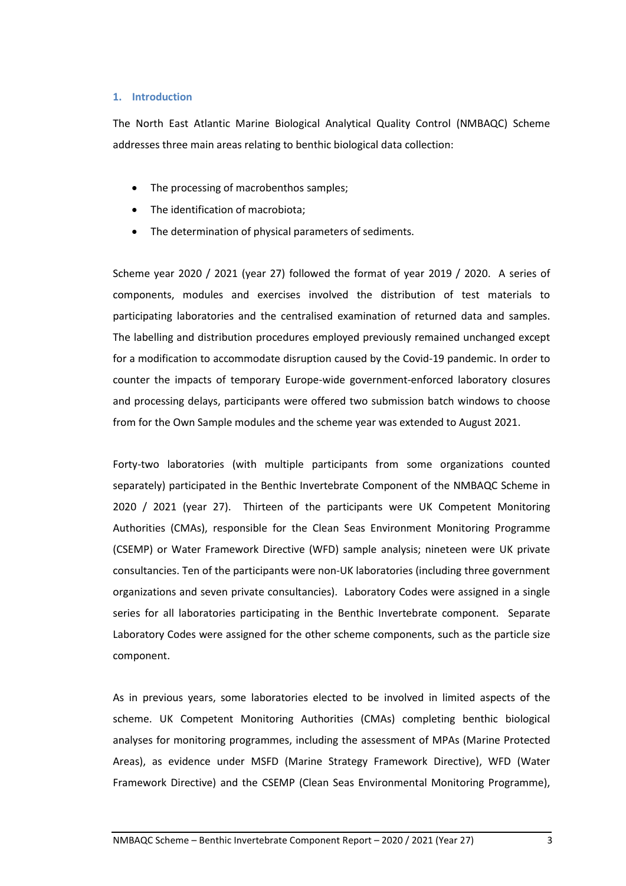## 1. Introduction

The North East Atlantic Marine Biological Analytical Quality Control (NMBAQC) Scheme addresses three main areas relating to benthic biological data collection:

- The processing of macrobenthos samples;
- The identification of macrobiota;
- The determination of physical parameters of sediments.

Scheme year 2020 / 2021 (year 27) followed the format of year 2019 / 2020. A series of components, modules and exercises involved the distribution of test materials to participating laboratories and the centralised examination of returned data and samples. The labelling and distribution procedures employed previously remained unchanged except for a modification to accommodate disruption caused by the Covid-19 pandemic. In order to counter the impacts of temporary Europe-wide government-enforced laboratory closures and processing delays, participants were offered two submission batch windows to choose from for the Own Sample modules and the scheme year was extended to August 2021.

Forty-two laboratories (with multiple participants from some organizations counted separately) participated in the Benthic Invertebrate Component of the NMBAQC Scheme in 2020 / 2021 (year 27). Thirteen of the participants were UK Competent Monitoring Authorities (CMAs), responsible for the Clean Seas Environment Monitoring Programme (CSEMP) or Water Framework Directive (WFD) sample analysis; nineteen were UK private consultancies. Ten of the participants were non-UK laboratories (including three government organizations and seven private consultancies). Laboratory Codes were assigned in a single series for all laboratories participating in the Benthic Invertebrate component. Separate Laboratory Codes were assigned for the other scheme components, such as the particle size component.

As in previous years, some laboratories elected to be involved in limited aspects of the scheme. UK Competent Monitoring Authorities (CMAs) completing benthic biological analyses for monitoring programmes, including the assessment of MPAs (Marine Protected Areas), as evidence under MSFD (Marine Strategy Framework Directive), WFD (Water Framework Directive) and the CSEMP (Clean Seas Environmental Monitoring Programme),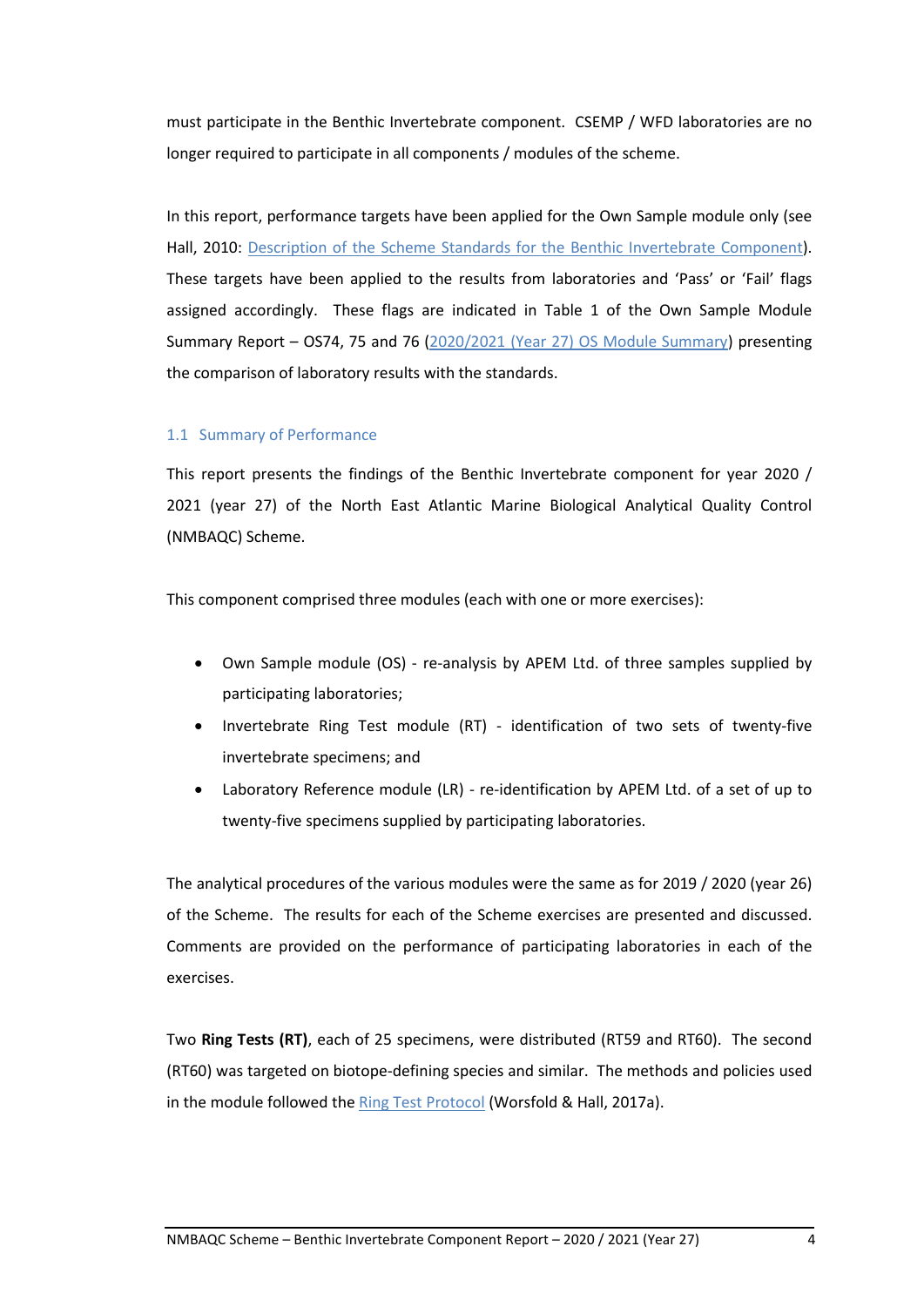must participate in the Benthic Invertebrate component. CSEMP / WFD laboratories are no longer required to participate in all components / modules of the scheme.

In this report, performance targets have been applied for the Own Sample module only (see Hall, 2010: Description of the Scheme Standards for the Benthic Invertebrate Component). These targets have been applied to the results from laboratories and 'Pass' or 'Fail' flags assigned accordingly. These flags are indicated in Table 1 of the Own Sample Module Summary Report – OS74, 75 and 76 (2020/2021 (Year 27) OS Module Summary) presenting the comparison of laboratory results with the standards.

### 1.1 Summary of Performance

This report presents the findings of the Benthic Invertebrate component for year 2020 / 2021 (year 27) of the North East Atlantic Marine Biological Analytical Quality Control (NMBAQC) Scheme.

This component comprised three modules (each with one or more exercises):

- Own Sample module (OS) - re-analysis by APEM Ltd. of three samples supplied by participating laboratories;
- Invertebrate Ring Test module (RT) - identification of two sets of twenty-five invertebrate specimens; and
- Laboratory Reference module (LR) - re-identification by APEM Ltd. of a set of up to twenty-five specimens supplied by participating laboratories.

The analytical procedures of the various modules were the same as for 2019 / 2020 (year 26) of the Scheme. The results for each of the Scheme exercises are presented and discussed. Comments are provided on the performance of participating laboratories in each of the exercises.

Two **Ring Tests (RT)**, each of 25 specimens, were distributed (RT59 and RT60). The second (RT60) was targeted on biotope-defining species and similar. The methods and policies used in the module followed the Ring Test Protocol (Worsfold & Hall, 2017a).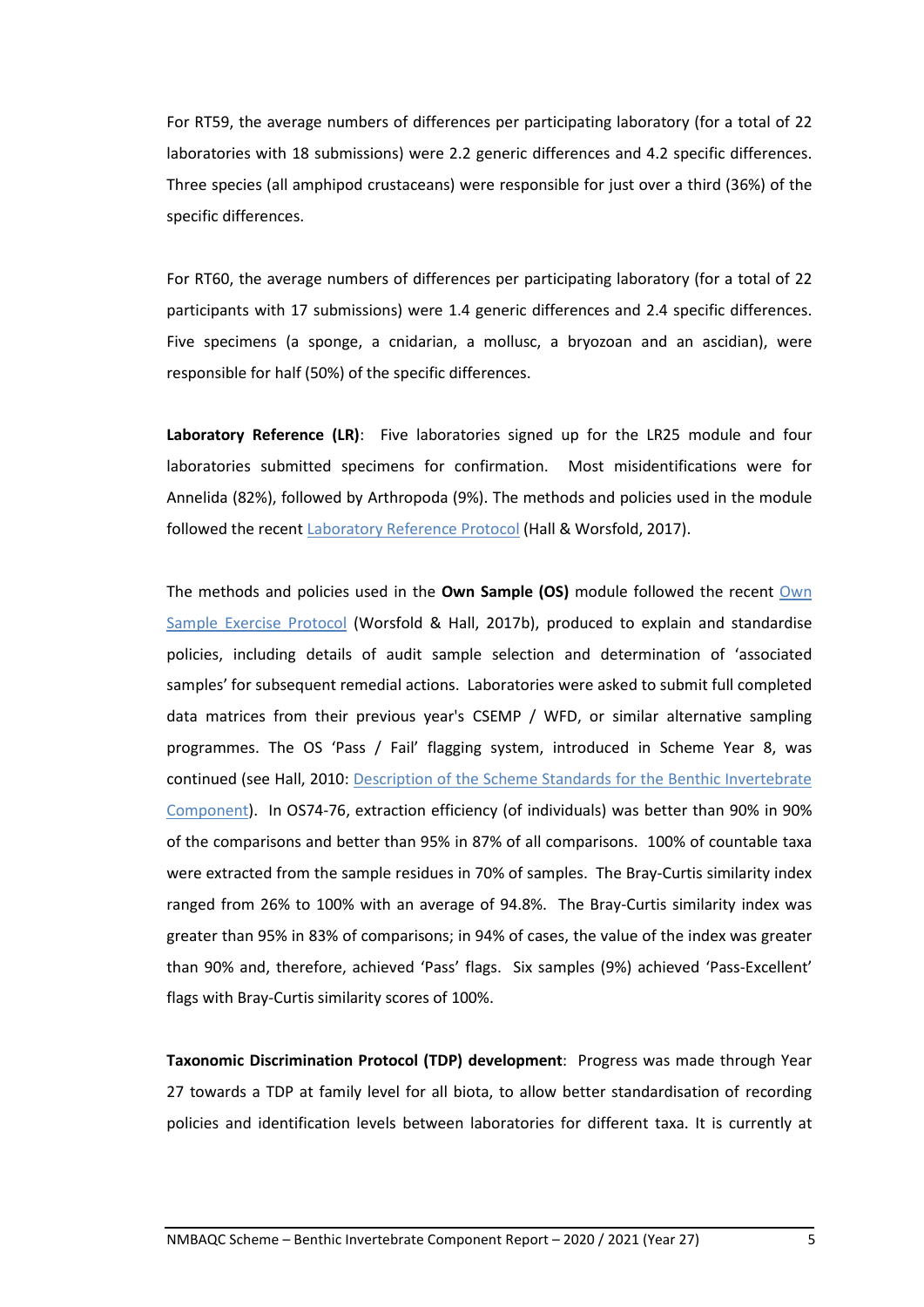For RT59, the average numbers of differences per participating laboratory (for a total of 22 laboratories with 18 submissions) were 2.2 generic differences and 4.2 specific differences. Three species (all amphipod crustaceans) were responsible for just over a third (36%) of the specific differences.

For RT60, the average numbers of differences per participating laboratory (for a total of 22 participants with 17 submissions) were 1.4 generic differences and 2.4 specific differences. Five specimens (a sponge, a cnidarian, a mollusc, a bryozoan and an ascidian), were responsible for half (50%) of the specific differences.

**Laboratory Reference (LR)**: Five laboratories signed up for the LR25 module and four laboratories submitted specimens for confirmation. Most misidentifications were for Annelida (82%), followed by Arthropoda (9%). The methods and policies used in the module followed the recent Laboratory Reference Protocol (Hall & Worsfold, 2017).

The methods and policies used in the **Own Sample (OS)** module followed the recent Own Sample Exercise Protocol (Worsfold & Hall, 2017b), produced to explain and standardise policies, including details of audit sample selection and determination of 'associated samples' for subsequent remedial actions. Laboratories were asked to submit full completed data matrices from their previous year's CSEMP / WFD, or similar alternative sampling programmes. The OS 'Pass / Fail' flagging system, introduced in Scheme Year 8, was continued (see Hall, 2010: Description of the Scheme Standards for the Benthic Invertebrate Component). In OS74-76, extraction efficiency (of individuals) was better than 90% in 90% of the comparisons and better than 95% in 87% of all comparisons. 100% of countable taxa were extracted from the sample residues in 70% of samples. The Bray-Curtis similarity index ranged from 26% to 100% with an average of 94.8%. The Bray-Curtis similarity index was greater than 95% in 83% of comparisons; in 94% of cases, the value of the index was greater than 90% and, therefore, achieved 'Pass' flags. Six samples (9%) achieved 'Pass-Excellent' flags with Bray-Curtis similarity scores of 100%.

**Taxonomic Discrimination Protocol (TDP) development**: Progress was made through Year 27 towards a TDP at family level for all biota, to allow better standardisation of recording policies and identification levels between laboratories for different taxa. It is currently at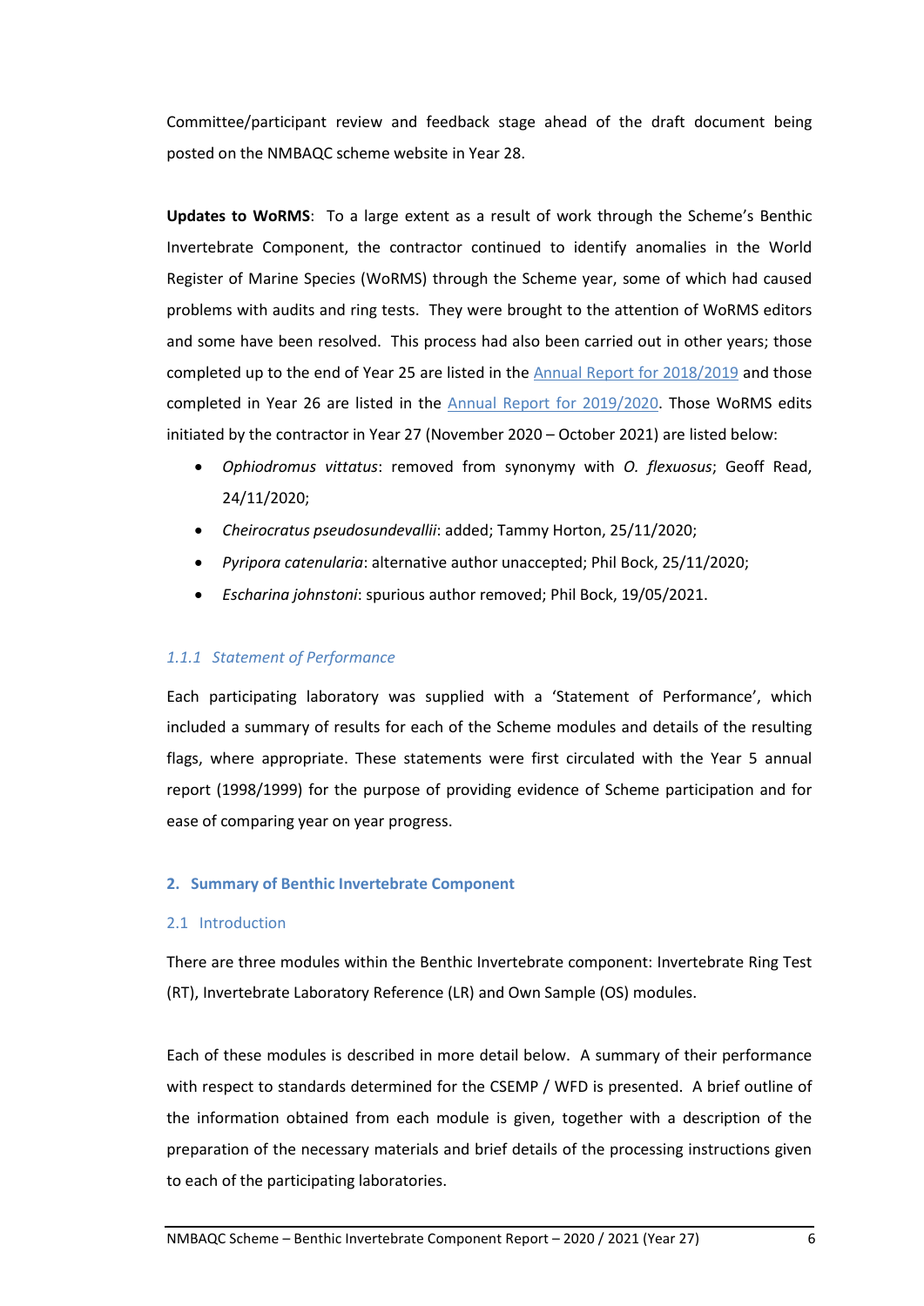Committee/participant review and feedback stage ahead of the draft document being posted on the NMBAQC scheme website in Year 28.

**Updates to WoRMS**: To a large extent as a result of work through the Scheme's Benthic Invertebrate Component, the contractor continued to identify anomalies in the World Register of Marine Species (WoRMS) through the Scheme year, some of which had caused problems with audits and ring tests. They were brought to the attention of WoRMS editors and some have been resolved. This process had also been carried out in other years; those completed up to the end of Year 25 are listed in the Annual Report for 2018/2019 and those completed in Year 26 are listed in the Annual Report for 2019/2020. Those WoRMS edits initiated by the contractor in Year 27 (November 2020 – October 2021) are listed below:

- *Ophiodromus vittatus*: removed from synonymy with *O. flexuosus*; Geoff Read, 24/11/2020;
- *Cheirocratus pseudosundevallii*: added; Tammy Horton, 25/11/2020;
- *Pyripora catenularia*: alternative author unaccepted; Phil Bock, 25/11/2020;
- *Escharina johnstoni*: spurious author removed; Phil Bock, 19/05/2021.

#### *1.1.1 Statement of Performance*

Each participating laboratory was supplied with a 'Statement of Performance', which included a summary of results for each of the Scheme modules and details of the resulting flags, where appropriate. These statements were first circulated with the Year 5 annual report (1998/1999) for the purpose of providing evidence of Scheme participation and for ease of comparing year on year progress.

## 2. Summary of Benthic Invertebrate Component

### 2.1 Introduction

There are three modules within the Benthic Invertebrate component: Invertebrate Ring Test (RT), Invertebrate Laboratory Reference (LR) and Own Sample (OS) modules.

Each of these modules is described in more detail below. A summary of their performance with respect to standards determined for the CSEMP / WFD is presented. A brief outline of the information obtained from each module is given, together with a description of the preparation of the necessary materials and brief details of the processing instructions given to each of the participating laboratories.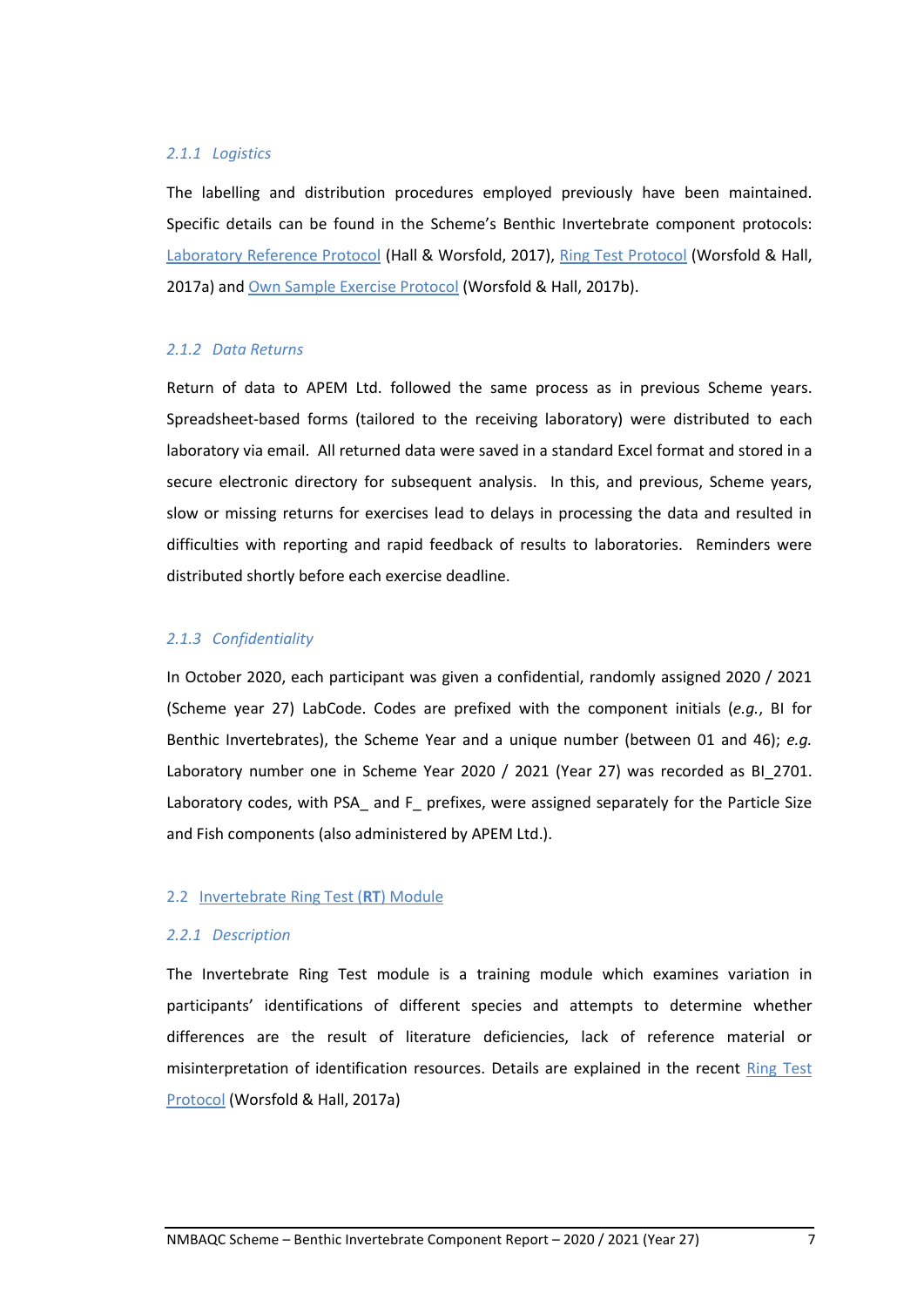#### 2.1.1 Logistics

The labelling and distribution procedures employed previously have been maintained. Specific details can be found in the Scheme's Benthic Invertebrate component protocols: [Laboratory Reference Protocol]() (Hall & Worsfold, 2017), [Ring Test Protocol]() (Worsfold & Hall, 2017a) and [Own Sample Exercise Protocol]() (Worsfold & Hall, 2017b).

#### 2.1.2 Data Returns

Return of data to APEM Ltd. followed the same process as in previous Scheme years. Spreadsheet-based forms (tailored to the receiving laboratory) were distributed to each laboratory via email. All returned data were saved in a standard Excel format and stored in a secure electronic directory for subsequent analysis. In this, and previous, Scheme years, slow or missing returns for exercises lead to delays in processing the data and resulted in difficulties with reporting and rapid feedback of results to laboratories. Reminders were distributed shortly before each exercise deadline.

#### 2.1.3 Confidentiality

In October 2020, each participant was given a confidential, randomly assigned 2020 / 2021 (Scheme year 27) LabCode. Codes are prefixed with the component initials (*e.g.*, BI for Benthic Invertebrates), the Scheme Year and a unique number (between 01 and 46); *e.g.* Laboratory number one in Scheme Year 2020 / 2021 (Year 27) was recorded as BI_2701. Laboratory codes, with PSA_ and F_ prefixes, were assigned separately for the Particle Size and Fish components (also administered by APEM Ltd.).

### 2.2 Invertebrate Ring Test (**RT**) Module

#### 2.2.1 Description

The Invertebrate Ring Test module is a training module which examines variation in participants' identifications of different species and attempts to determine whether differences are the result of literature deficiencies, lack of reference material or misinterpretation of identification resources. Details are explained in the recent [Ring Test Protocol]() (Worsfold & Hall, 2017a)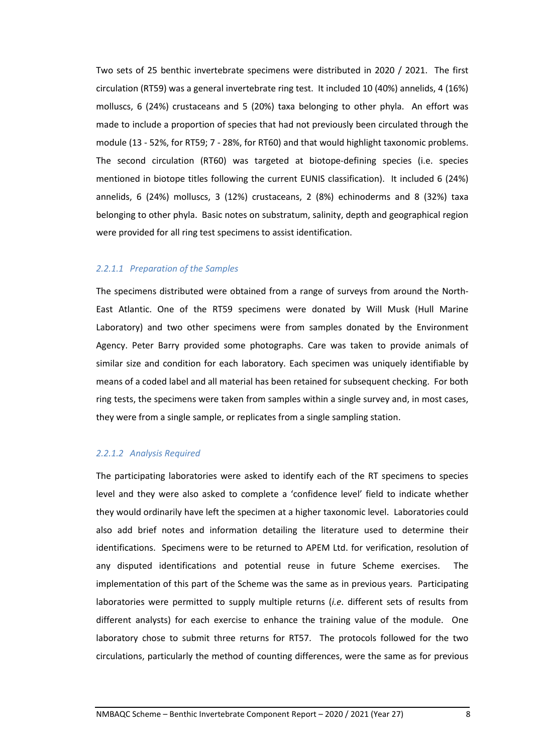Two sets of 25 benthic invertebrate specimens were distributed in 2020 / 2021. The first circulation (RT59) was a general invertebrate ring test. It included 10 (40%) annelids, 4 (16%) molluscs, 6 (24%) crustaceans and 5 (20%) taxa belonging to other phyla. An effort was made to include a proportion of species that had not previously been circulated through the module (13 - 52%, for RT59; 7 - 28%, for RT60) and that would highlight taxonomic problems. The second circulation (RT60) was targeted at biotope-defining species (i.e. species mentioned in biotope titles following the current EUNIS classification). It included 6 (24%) annelids, 6 (24%) molluscs, 3 (12%) crustaceans, 2 (8%) echinoderms and 8 (32%) taxa belonging to other phyla. Basic notes on substratum, salinity, depth and geographical region were provided for all ring test specimens to assist identification.

#### *2.2.1.1 Preparation of the Samples*

The specimens distributed were obtained from a range of surveys from around the North-East Atlantic. One of the RT59 specimens were donated by Will Musk (Hull Marine Laboratory) and two other specimens were from samples donated by the Environment Agency. Peter Barry provided some photographs. Care was taken to provide animals of similar size and condition for each laboratory. Each specimen was uniquely identifiable by means of a coded label and all material has been retained for subsequent checking. For both ring tests, the specimens were taken from samples within a single survey and, in most cases, they were from a single sample, or replicates from a single sampling station.

#### *2.2.1.2 Analysis Required*

The participating laboratories were asked to identify each of the RT specimens to species level and they were also asked to complete a 'confidence level' field to indicate whether they would ordinarily have left the specimen at a higher taxonomic level. Laboratories could also add brief notes and information detailing the literature used to determine their identifications. Specimens were to be returned to APEM Ltd. for verification, resolution of any disputed identifications and potential reuse in future Scheme exercises. The implementation of this part of the Scheme was the same as in previous years. Participating laboratories were permitted to supply multiple returns (*i.e.* different sets of results from different analysts) for each exercise to enhance the training value of the module. One laboratory chose to submit three returns for RT57. The protocols followed for the two circulations, particularly the method of counting differences, were the same as for previous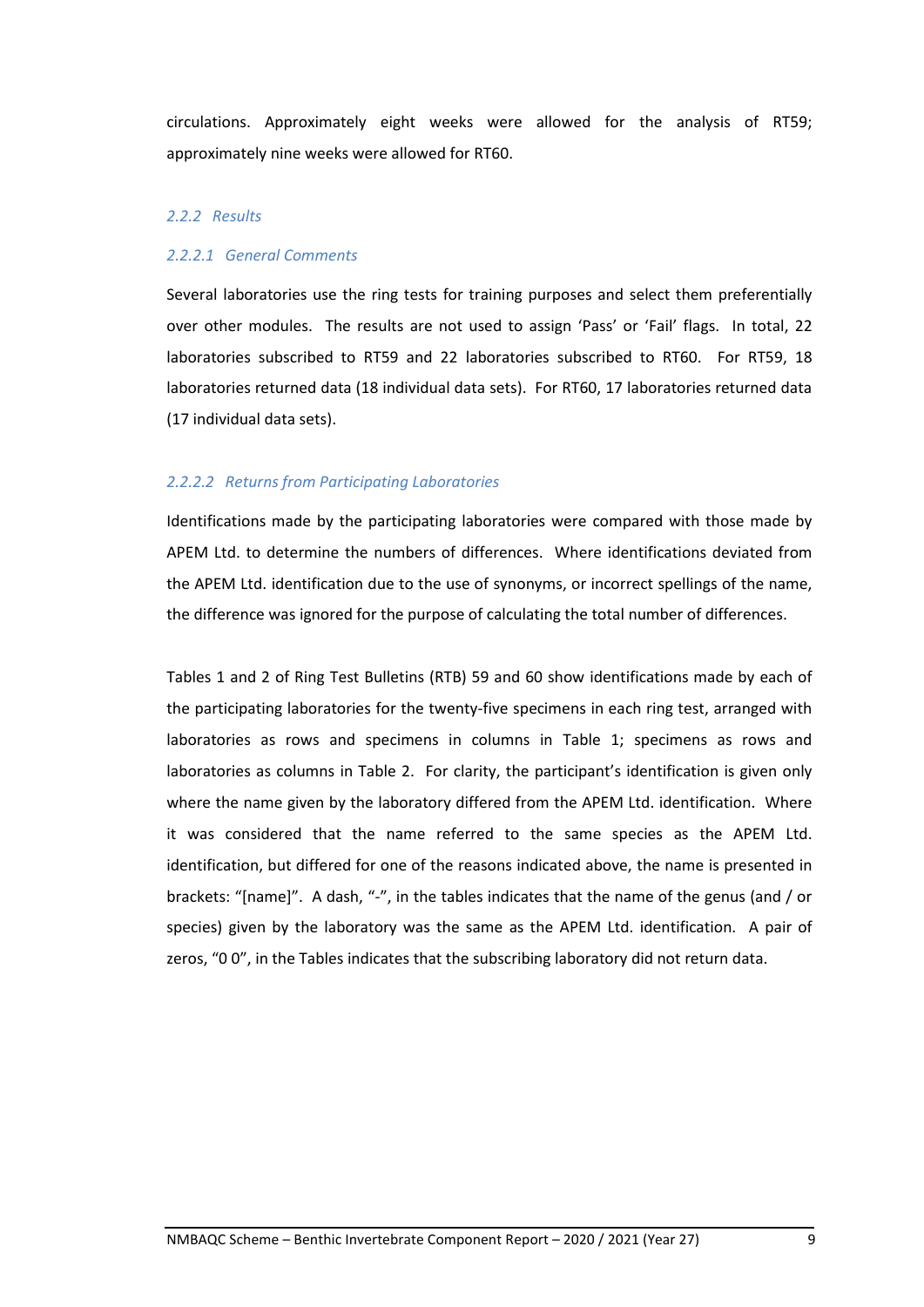circulations. Approximately eight weeks were allowed for the analysis of RT59; approximately nine weeks were allowed for RT60.

### *2.2.2 Results*

#### *2.2.2.1 General Comments*

Several laboratories use the ring tests for training purposes and select them preferentially over other modules. The results are not used to assign 'Pass' or 'Fail' flags. In total, 22 laboratories subscribed to RT59 and 22 laboratories subscribed to RT60. For RT59, 18 laboratories returned data (18 individual data sets). For RT60, 17 laboratories returned data (17 individual data sets).

#### *2.2.2.2 Returns from Participating Laboratories*

Identifications made by the participating laboratories were compared with those made by APEM Ltd. to determine the numbers of differences. Where identifications deviated from the APEM Ltd. identification due to the use of synonyms, or incorrect spellings of the name, the difference was ignored for the purpose of calculating the total number of differences.

Tables 1 and 2 of Ring Test Bulletins (RTB) 59 and 60 show identifications made by each of the participating laboratories for the twenty-five specimens in each ring test, arranged with laboratories as rows and specimens in columns in Table 1; specimens as rows and laboratories as columns in Table 2. For clarity, the participant's identification is given only where the name given by the laboratory differed from the APEM Ltd. identification. Where it was considered that the name referred to the same species as the APEM Ltd. identification, but differed for one of the reasons indicated above, the name is presented in brackets: "[name]". A dash, "-", in the tables indicates that the name of the genus (and / or species) given by the laboratory was the same as the APEM Ltd. identification. A pair of zeros, "0 0", in the Tables indicates that the subscribing laboratory did not return data.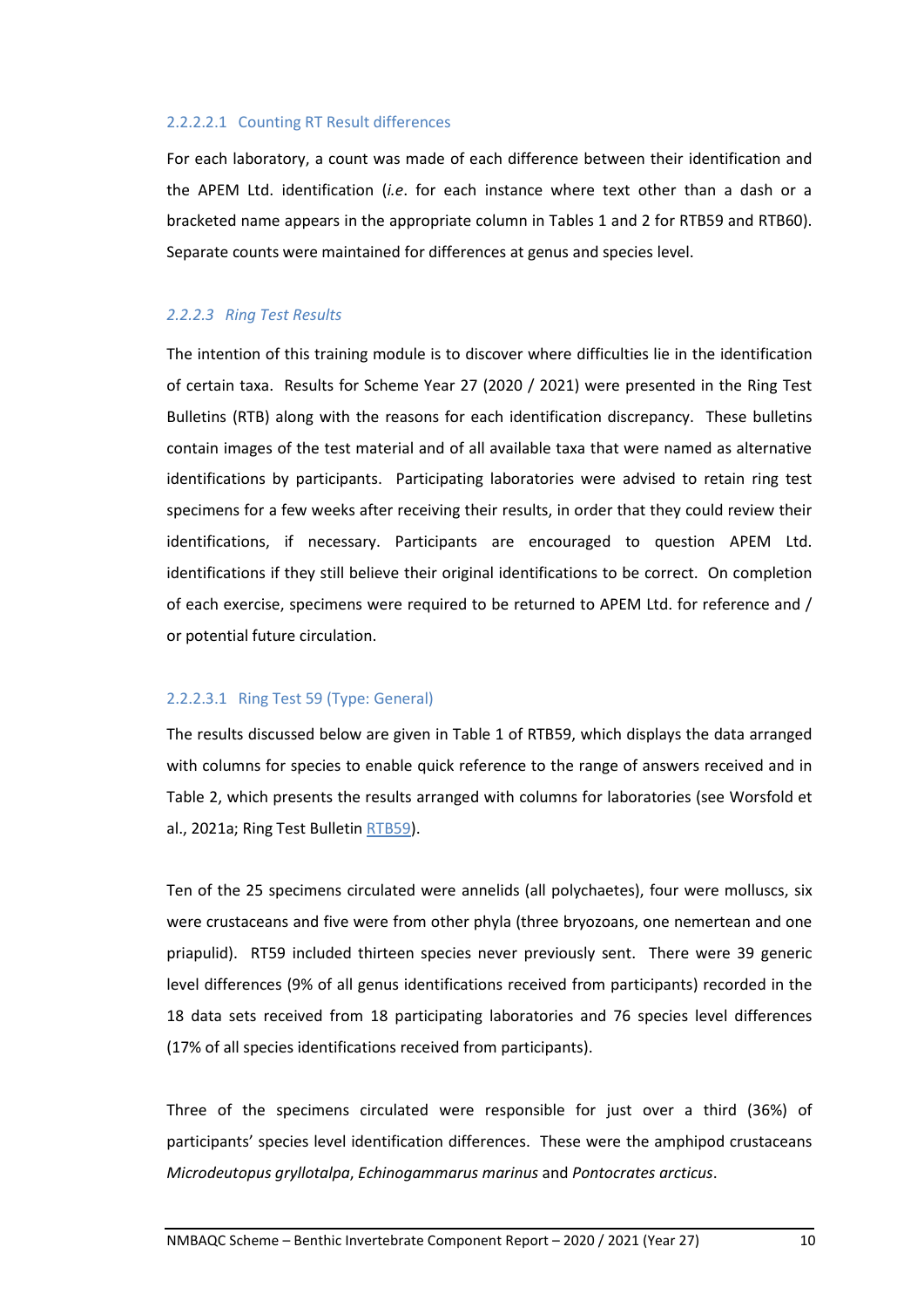##### 2.2.2.2.1 Counting RT Result differences

For each laboratory, a count was made of each difference between their identification and the APEM Ltd. identification (*i.e*. for each instance where text other than a dash or a bracketed name appears in the appropriate column in Tables 1 and 2 for RTB59 and RTB60). Separate counts were maintained for differences at genus and species level.

#### *2.2.2.3 Ring Test Results*

The intention of this training module is to discover where difficulties lie in the identification of certain taxa. Results for Scheme Year 27 (2020 / 2021) were presented in the Ring Test Bulletins (RTB) along with the reasons for each identification discrepancy. These bulletins contain images of the test material and of all available taxa that were named as alternative identifications by participants. Participating laboratories were advised to retain ring test specimens for a few weeks after receiving their results, in order that they could review their identifications, if necessary. Participants are encouraged to question APEM Ltd. identifications if they still believe their original identifications to be correct. On completion of each exercise, specimens were required to be returned to APEM Ltd. for reference and / or potential future circulation.

##### 2.2.2.3.1 Ring Test 59 (Type: General)

The results discussed below are given in Table 1 of RTB59, which displays the data arranged with columns for species to enable quick reference to the range of answers received and in Table 2, which presents the results arranged with columns for laboratories (see Worsfold et al., 2021a; Ring Test Bulletin RTB59).

Ten of the 25 specimens circulated were annelids (all polychaetes), four were molluscs, six were crustaceans and five were from other phyla (three bryozoans, one nemertean and one priapulid). RT59 included thirteen species never previously sent. There were 39 generic level differences (9% of all genus identifications received from participants) recorded in the 18 data sets received from 18 participating laboratories and 76 species level differences (17% of all species identifications received from participants).

Three of the specimens circulated were responsible for just over a third (36%) of participants' species level identification differences. These were the amphipod crustaceans *Microdeutopus gryllotalpa*, *Echinogammarus marinus* and *Pontocrates arcticus*.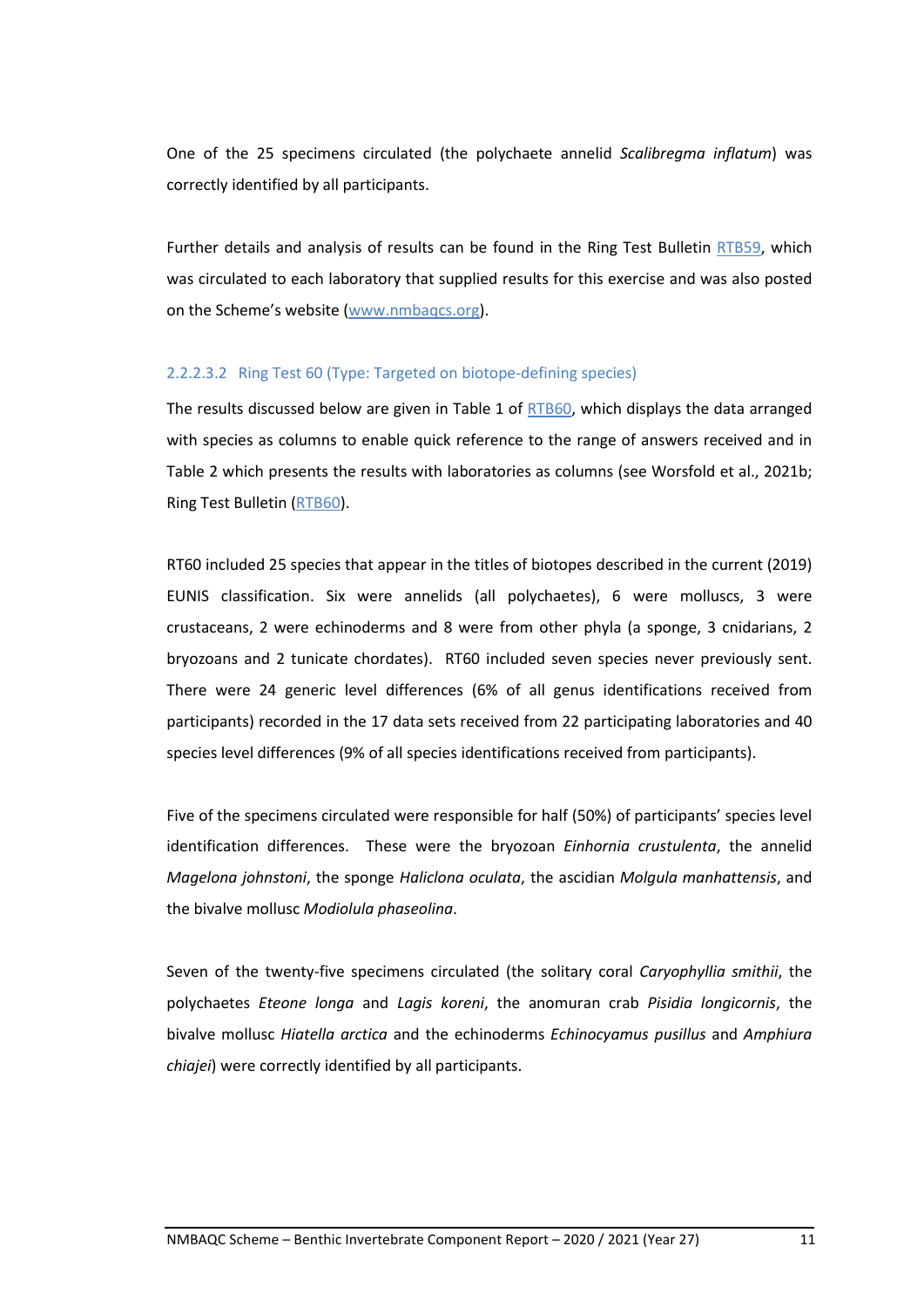One of the 25 specimens circulated (the polychaete annelid *Scalibregma inflatum*) was correctly identified by all participants.

Further details and analysis of results can be found in the Ring Test Bulletin [RTB59](RTB59), which was circulated to each laboratory that supplied results for this exercise and was also posted on the Scheme's website ([www.nmbaqcs.org](www.nmbaqcs.org)).

#### 2.2.2.3.2 Ring Test 60 (Type: Targeted on biotope-defining species)

The results discussed below are given in Table 1 of [RTB60](RTB60), which displays the data arranged with species as columns to enable quick reference to the range of answers received and in Table 2 which presents the results with laboratories as columns (see Worsfold et al., 2021b; Ring Test Bulletin ([RTB60](RTB60)).

RT60 included 25 species that appear in the titles of biotopes described in the current (2019) EUNIS classification. Six were annelids (all polychaetes), 6 were molluscs, 3 were crustaceans, 2 were echinoderms and 8 were from other phyla (a sponge, 3 cnidarians, 2 bryozoans and 2 tunicate chordates). RT60 included seven species never previously sent. There were 24 generic level differences (6% of all genus identifications received from participants) recorded in the 17 data sets received from 22 participating laboratories and 40 species level differences (9% of all species identifications received from participants).

Five of the specimens circulated were responsible for half (50%) of participants' species level identification differences. These were the bryozoan *Einhornia crustulenta*, the annelid *Magelona johnstoni*, the sponge *Haliclona oculata*, the ascidian *Molgula manhattensis*, and the bivalve mollusc *Modiolula phaseolina*.

Seven of the twenty-five specimens circulated (the solitary coral *Caryophyllia smithii*, the polychaetes *Eteone longa* and *Lagis koreni*, the anomuran crab *Pisidia longicornis*, the bivalve mollusc *Hiatella arctica* and the echinoderms *Echinocyamus pusillus* and *Amphiura chiajei*) were correctly identified by all participants.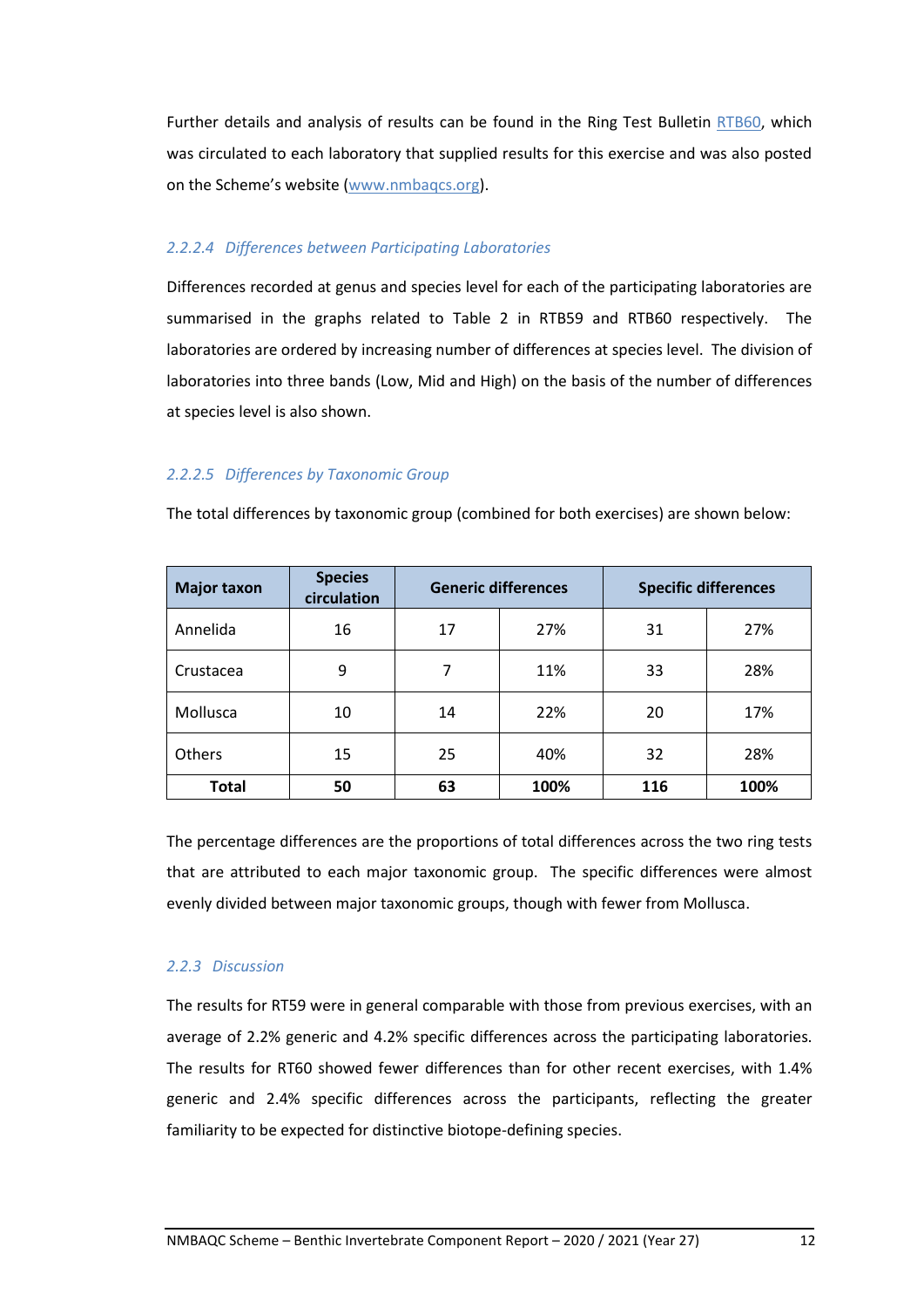Further details and analysis of results can be found in the Ring Test Bulletin RTB60, which was circulated to each laboratory that supplied results for this exercise and was also posted on the Scheme's website (www.nmbaqcs.org).

#### *2.2.2.4 Differences between Participating Laboratories*

Differences recorded at genus and species level for each of the participating laboratories are summarised in the graphs related to Table 2 in RTB59 and RTB60 respectively. The laboratories are ordered by increasing number of differences at species level. The division of laboratories into three bands (Low, Mid and High) on the basis of the number of differences at species level is also shown.

#### *2.2.2.5 Differences by Taxonomic Group*

The total differences by taxonomic group (combined for both exercises) are shown below:

| Major taxon | Species circulation | Generic differences | | Specific differences | |
|---|---|---|---|---|---|
| Annelida | 16 | 17 | 27% | 31 | 27% |
| Crustacea | 9 | 7 | 11% | 33 | 28% |
| Mollusca | 10 | 14 | 22% | 20 | 17% |
| Others | 15 | 25 | 40% | 32 | 28% |
| **Total** | **50** | **63** | **100%** | **116** | **100%** |

The percentage differences are the proportions of total differences across the two ring tests that are attributed to each major taxonomic group. The specific differences were almost evenly divided between major taxonomic groups, though with fewer from Mollusca.

### *2.2.3 Discussion*

The results for RT59 were in general comparable with those from previous exercises, with an average of 2.2% generic and 4.2% specific differences across the participating laboratories. The results for RT60 showed fewer differences than for other recent exercises, with 1.4% generic and 2.4% specific differences across the participants, reflecting the greater familiarity to be expected for distinctive biotope-defining species.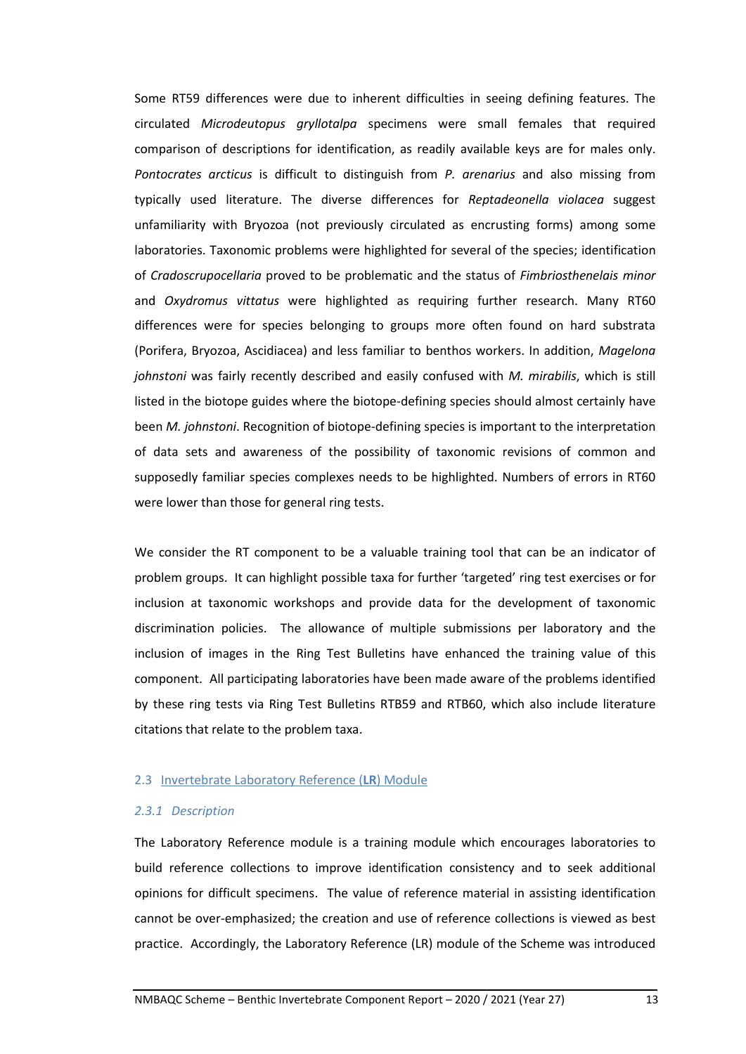Some RT59 differences were due to inherent difficulties in seeing defining features. The circulated *Microdeutopus gryllotalpa* specimens were small females that required comparison of descriptions for identification, as readily available keys are for males only. *Pontocrates arcticus* is difficult to distinguish from *P. arenarius* and also missing from typically used literature. The diverse differences for *Reptadeonella violacea* suggest unfamiliarity with Bryozoa (not previously circulated as encrusting forms) among some laboratories. Taxonomic problems were highlighted for several of the species; identification of *Cradoscrupocellaria* proved to be problematic and the status of *Fimbriosthenelais minor* and *Oxydromus vittatus* were highlighted as requiring further research. Many RT60 differences were for species belonging to groups more often found on hard substrata (Porifera, Bryozoa, Ascidiacea) and less familiar to benthos workers. In addition, *Magelona johnstoni* was fairly recently described and easily confused with *M. mirabilis*, which is still listed in the biotope guides where the biotope-defining species should almost certainly have been *M. johnstoni*. Recognition of biotope-defining species is important to the interpretation of data sets and awareness of the possibility of taxonomic revisions of common and supposedly familiar species complexes needs to be highlighted. Numbers of errors in RT60 were lower than those for general ring tests.

We consider the RT component to be a valuable training tool that can be an indicator of problem groups. It can highlight possible taxa for further 'targeted' ring test exercises or for inclusion at taxonomic workshops and provide data for the development of taxonomic discrimination policies. The allowance of multiple submissions per laboratory and the inclusion of images in the Ring Test Bulletins have enhanced the training value of this component. All participating laboratories have been made aware of the problems identified by these ring tests via Ring Test Bulletins RTB59 and RTB60, which also include literature citations that relate to the problem taxa.

## 2.3 Invertebrate Laboratory Reference (**LR**) Module

### *2.3.1 Description*

The Laboratory Reference module is a training module which encourages laboratories to build reference collections to improve identification consistency and to seek additional opinions for difficult specimens. The value of reference material in assisting identification cannot be over-emphasized; the creation and use of reference collections is viewed as best practice. Accordingly, the Laboratory Reference (LR) module of the Scheme was introduced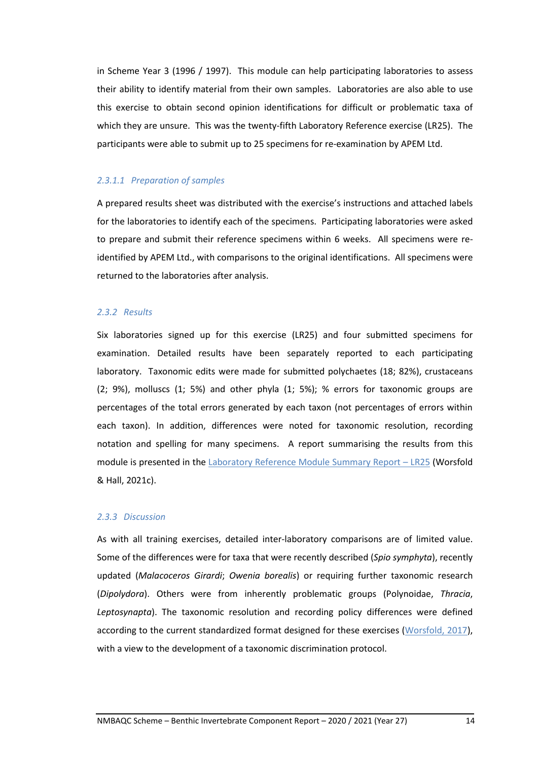in Scheme Year 3 (1996 / 1997). This module can help participating laboratories to assess their ability to identify material from their own samples. Laboratories are also able to use this exercise to obtain second opinion identifications for difficult or problematic taxa of which they are unsure. This was the twenty-fifth Laboratory Reference exercise (LR25). The participants were able to submit up to 25 specimens for re-examination by APEM Ltd.

#### *2.3.1.1 Preparation of samples*

A prepared results sheet was distributed with the exercise's instructions and attached labels for the laboratories to identify each of the specimens. Participating laboratories were asked to prepare and submit their reference specimens within 6 weeks. All specimens were re-identified by APEM Ltd., with comparisons to the original identifications. All specimens were returned to the laboratories after analysis.

### *2.3.2 Results*

Six laboratories signed up for this exercise (LR25) and four submitted specimens for examination. Detailed results have been separately reported to each participating laboratory. Taxonomic edits were made for submitted polychaetes (18; 82%), crustaceans (2; 9%), molluscs (1; 5%) and other phyla (1; 5%); % errors for taxonomic groups are percentages of the total errors generated by each taxon (not percentages of errors within each taxon). In addition, differences were noted for taxonomic resolution, recording notation and spelling for many specimens. A report summarising the results from this module is presented in the Laboratory Reference Module Summary Report – LR25 (Worsfold & Hall, 2021c).

### *2.3.3 Discussion*

As with all training exercises, detailed inter-laboratory comparisons are of limited value. Some of the differences were for taxa that were recently described (*Spio symphyta*), recently updated (*Malacoceros Girardi*; *Owenia borealis*) or requiring further taxonomic research (*Dipolydora*). Others were from inherently problematic groups (Polynoidae, *Thracia*, *Leptosynapta*). The taxonomic resolution and recording policy differences were defined according to the current standardized format designed for these exercises (Worsfold, 2017), with a view to the development of a taxonomic discrimination protocol.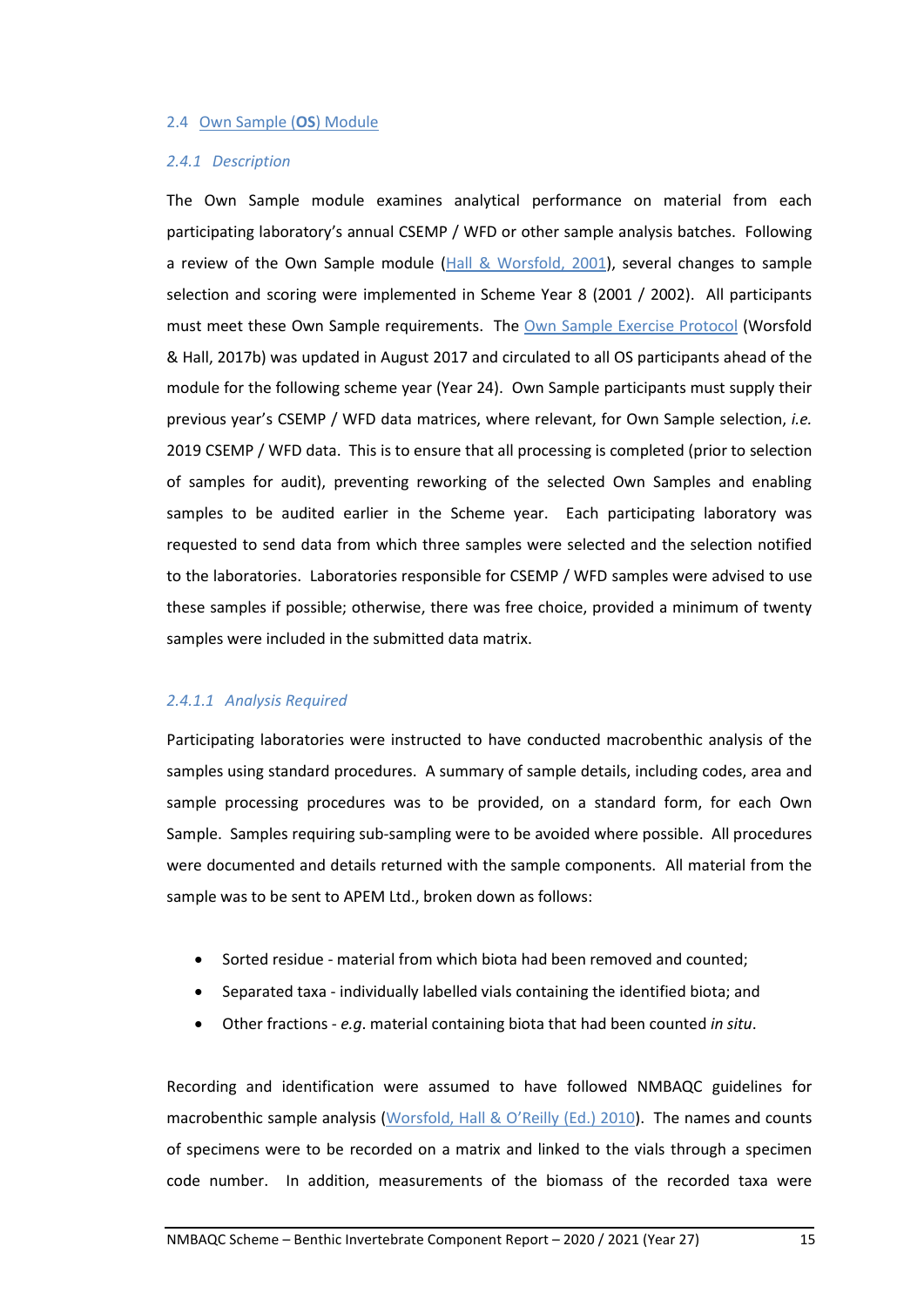### 2.4 Own Sample (**OS**) Module

#### *2.4.1 Description*

The Own Sample module examines analytical performance on material from each participating laboratory's annual CSEMP / WFD or other sample analysis batches. Following a review of the Own Sample module (Hall & Worsfold, 2001), several changes to sample selection and scoring were implemented in Scheme Year 8 (2001 / 2002). All participants must meet these Own Sample requirements. The Own Sample Exercise Protocol (Worsfold & Hall, 2017b) was updated in August 2017 and circulated to all OS participants ahead of the module for the following scheme year (Year 24). Own Sample participants must supply their previous year's CSEMP / WFD data matrices, where relevant, for Own Sample selection, *i.e.* 2019 CSEMP / WFD data. This is to ensure that all processing is completed (prior to selection of samples for audit), preventing reworking of the selected Own Samples and enabling samples to be audited earlier in the Scheme year. Each participating laboratory was requested to send data from which three samples were selected and the selection notified to the laboratories. Laboratories responsible for CSEMP / WFD samples were advised to use these samples if possible; otherwise, there was free choice, provided a minimum of twenty samples were included in the submitted data matrix.

##### *2.4.1.1 Analysis Required*

Participating laboratories were instructed to have conducted macrobenthic analysis of the samples using standard procedures. A summary of sample details, including codes, area and sample processing procedures was to be provided, on a standard form, for each Own Sample. Samples requiring sub-sampling were to be avoided where possible. All procedures were documented and details returned with the sample components. All material from the sample was to be sent to APEM Ltd., broken down as follows:

- Sorted residue - material from which biota had been removed and counted;
- Separated taxa - individually labelled vials containing the identified biota; and
- Other fractions - *e.g.* material containing biota that had been counted *in situ*.

Recording and identification were assumed to have followed NMBAQC guidelines for macrobenthic sample analysis (Worsfold, Hall & O'Reilly (Ed.) 2010). The names and counts of specimens were to be recorded on a matrix and linked to the vials through a specimen code number. In addition, measurements of the biomass of the recorded taxa were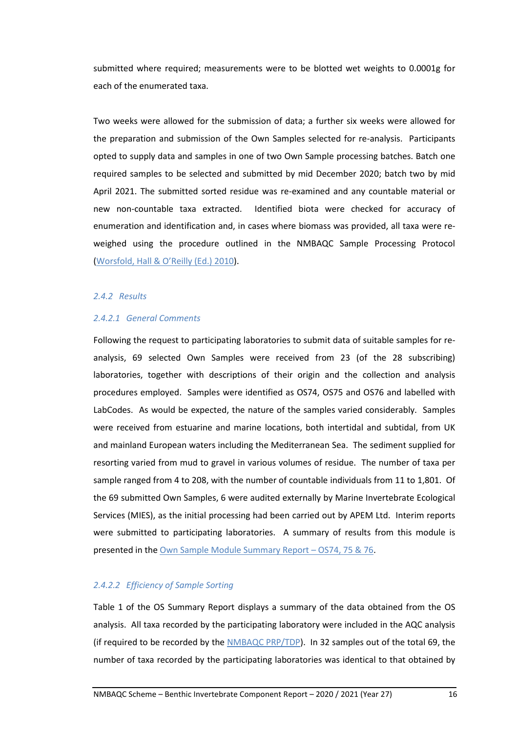submitted where required; measurements were to be blotted wet weights to 0.0001g for each of the enumerated taxa.

Two weeks were allowed for the submission of data; a further six weeks were allowed for the preparation and submission of the Own Samples selected for re-analysis. Participants opted to supply data and samples in one of two Own Sample processing batches. Batch one required samples to be selected and submitted by mid December 2020; batch two by mid April 2021. The submitted sorted residue was re-examined and any countable material or new non-countable taxa extracted. Identified biota were checked for accuracy of enumeration and identification and, in cases where biomass was provided, all taxa were re-weighed using the procedure outlined in the NMBAQC Sample Processing Protocol (Worsfold, Hall & O'Reilly (Ed.) 2010).

### *2.4.2 Results*

#### *2.4.2.1 General Comments*

Following the request to participating laboratories to submit data of suitable samples for re-analysis, 69 selected Own Samples were received from 23 (of the 28 subscribing) laboratories, together with descriptions of their origin and the collection and analysis procedures employed. Samples were identified as OS74, OS75 and OS76 and labelled with LabCodes. As would be expected, the nature of the samples varied considerably. Samples were received from estuarine and marine locations, both intertidal and subtidal, from UK and mainland European waters including the Mediterranean Sea. The sediment supplied for resorting varied from mud to gravel in various volumes of residue. The number of taxa per sample ranged from 4 to 208, with the number of countable individuals from 11 to 1,801. Of the 69 submitted Own Samples, 6 were audited externally by Marine Invertebrate Ecological Services (MIES), as the initial processing had been carried out by APEM Ltd. Interim reports were submitted to participating laboratories. A summary of results from this module is presented in the Own Sample Module Summary Report – OS74, 75 & 76.

#### *2.4.2.2 Efficiency of Sample Sorting*

Table 1 of the OS Summary Report displays a summary of the data obtained from the OS analysis. All taxa recorded by the participating laboratory were included in the AQC analysis (if required to be recorded by the NMBAQC PRP/TDP). In 32 samples out of the total 69, the number of taxa recorded by the participating laboratories was identical to that obtained by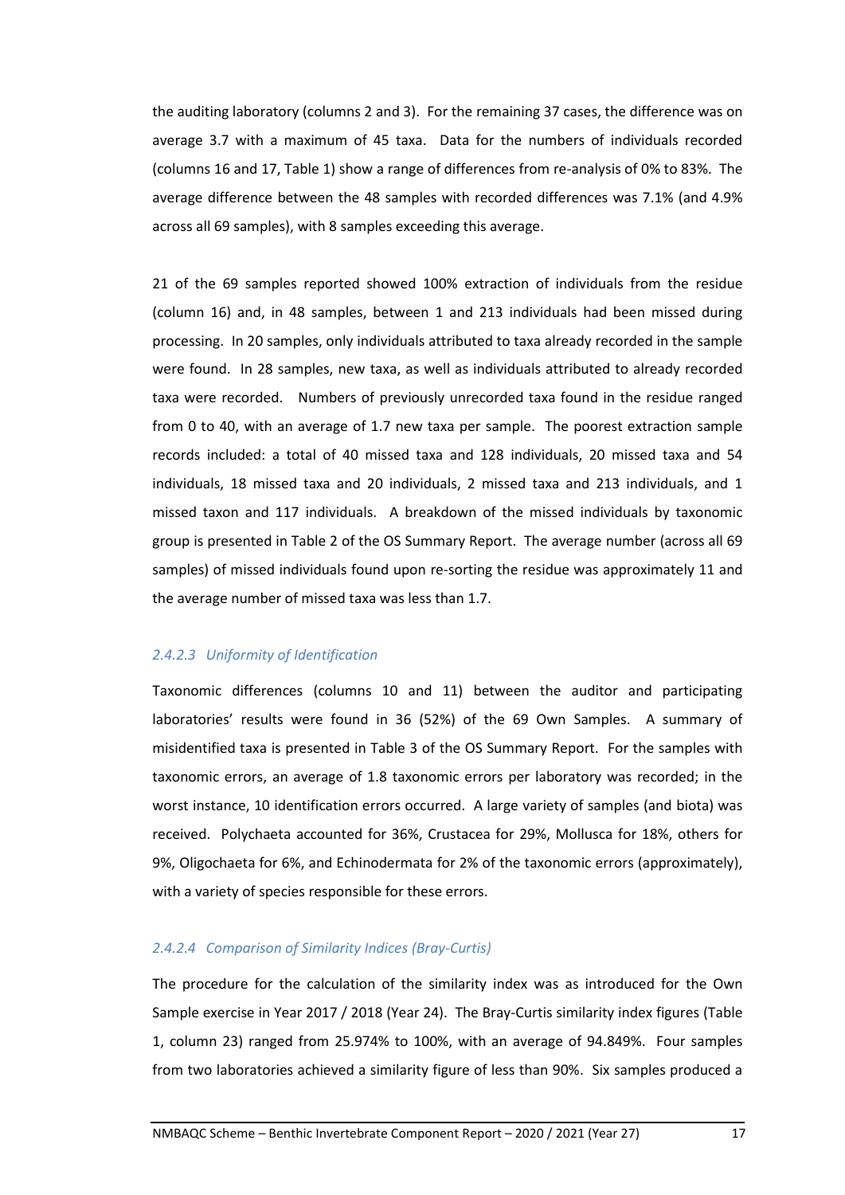the auditing laboratory (columns 2 and 3). For the remaining 37 cases, the difference was on average 3.7 with a maximum of 45 taxa. Data for the numbers of individuals recorded (columns 16 and 17, Table 1) show a range of differences from re-analysis of 0% to 83%. The average difference between the 48 samples with recorded differences was 7.1% (and 4.9% across all 69 samples), with 8 samples exceeding this average.

21 of the 69 samples reported showed 100% extraction of individuals from the residue (column 16) and, in 48 samples, between 1 and 213 individuals had been missed during processing. In 20 samples, only individuals attributed to taxa already recorded in the sample were found. In 28 samples, new taxa, as well as individuals attributed to already recorded taxa were recorded. Numbers of previously unrecorded taxa found in the residue ranged from 0 to 40, with an average of 1.7 new taxa per sample. The poorest extraction sample records included: a total of 40 missed taxa and 128 individuals, 20 missed taxa and 54 individuals, 18 missed taxa and 20 individuals, 2 missed taxa and 213 individuals, and 1 missed taxon and 117 individuals. A breakdown of the missed individuals by taxonomic group is presented in Table 2 of the OS Summary Report. The average number (across all 69 samples) of missed individuals found upon re-sorting the residue was approximately 11 and the average number of missed taxa was less than 1.7.

#### *2.4.2.3 Uniformity of Identification*

Taxonomic differences (columns 10 and 11) between the auditor and participating laboratories' results were found in 36 (52%) of the 69 Own Samples. A summary of misidentified taxa is presented in Table 3 of the OS Summary Report. For the samples with taxonomic errors, an average of 1.8 taxonomic errors per laboratory was recorded; in the worst instance, 10 identification errors occurred. A large variety of samples (and biota) was received. Polychaeta accounted for 36%, Crustacea for 29%, Mollusca for 18%, others for 9%, Oligochaeta for 6%, and Echinodermata for 2% of the taxonomic errors (approximately), with a variety of species responsible for these errors.

#### *2.4.2.4 Comparison of Similarity Indices (Bray-Curtis)*

The procedure for the calculation of the similarity index was as introduced for the Own Sample exercise in Year 2017 / 2018 (Year 24). The Bray-Curtis similarity index figures (Table 1, column 23) ranged from 25.974% to 100%, with an average of 94.849%. Four samples from two laboratories achieved a similarity figure of less than 90%. Six samples produced a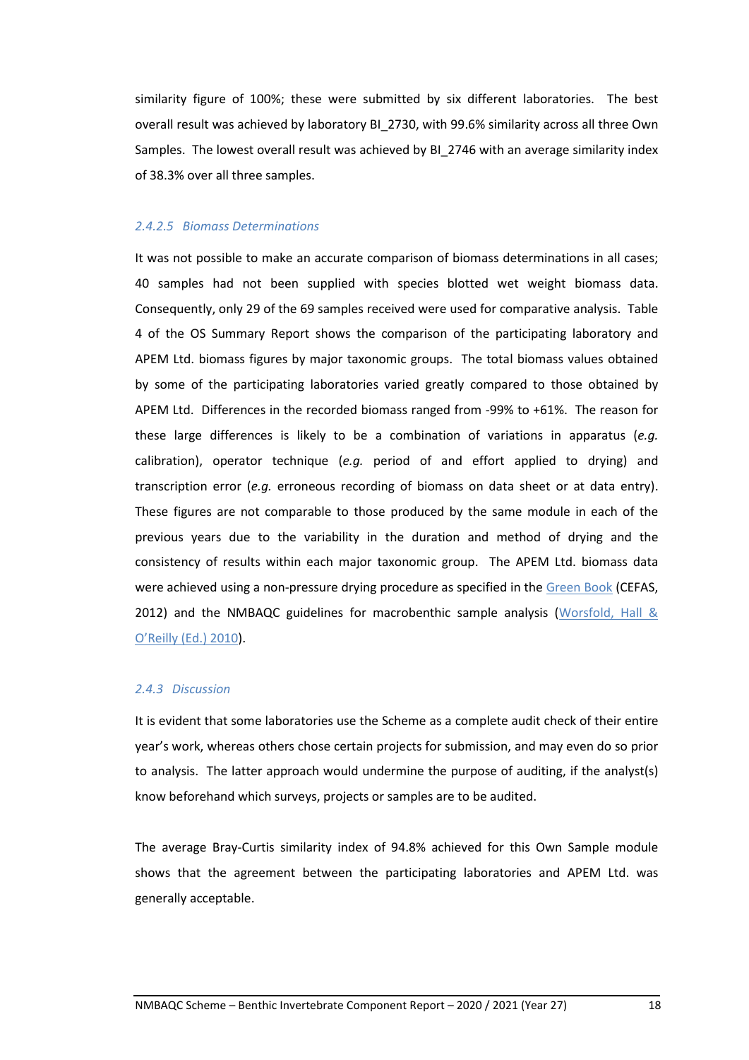similarity figure of 100%; these were submitted by six different laboratories. The best overall result was achieved by laboratory BI_2730, with 99.6% similarity across all three Own Samples. The lowest overall result was achieved by BI_2746 with an average similarity index of 38.3% over all three samples.

#### *2.4.2.5 Biomass Determinations*

It was not possible to make an accurate comparison of biomass determinations in all cases; 40 samples had not been supplied with species blotted wet weight biomass data. Consequently, only 29 of the 69 samples received were used for comparative analysis. Table 4 of the OS Summary Report shows the comparison of the participating laboratory and APEM Ltd. biomass figures by major taxonomic groups. The total biomass values obtained by some of the participating laboratories varied greatly compared to those obtained by APEM Ltd. Differences in the recorded biomass ranged from -99% to +61%. The reason for these large differences is likely to be a combination of variations in apparatus (*e.g.* calibration), operator technique (*e.g.* period of and effort applied to drying) and transcription error (*e.g.* erroneous recording of biomass on data sheet or at data entry). These figures are not comparable to those produced by the same module in each of the previous years due to the variability in the duration and method of drying and the consistency of results within each major taxonomic group. The APEM Ltd. biomass data were achieved using a non-pressure drying procedure as specified in the Green Book (CEFAS, 2012) and the NMBAQC guidelines for macrobenthic sample analysis (Worsfold, Hall & O'Reilly (Ed.) 2010).

### *2.4.3 Discussion*

It is evident that some laboratories use the Scheme as a complete audit check of their entire year's work, whereas others chose certain projects for submission, and may even do so prior to analysis. The latter approach would undermine the purpose of auditing, if the analyst(s) know beforehand which surveys, projects or samples are to be audited.

The average Bray-Curtis similarity index of 94.8% achieved for this Own Sample module shows that the agreement between the participating laboratories and APEM Ltd. was generally acceptable.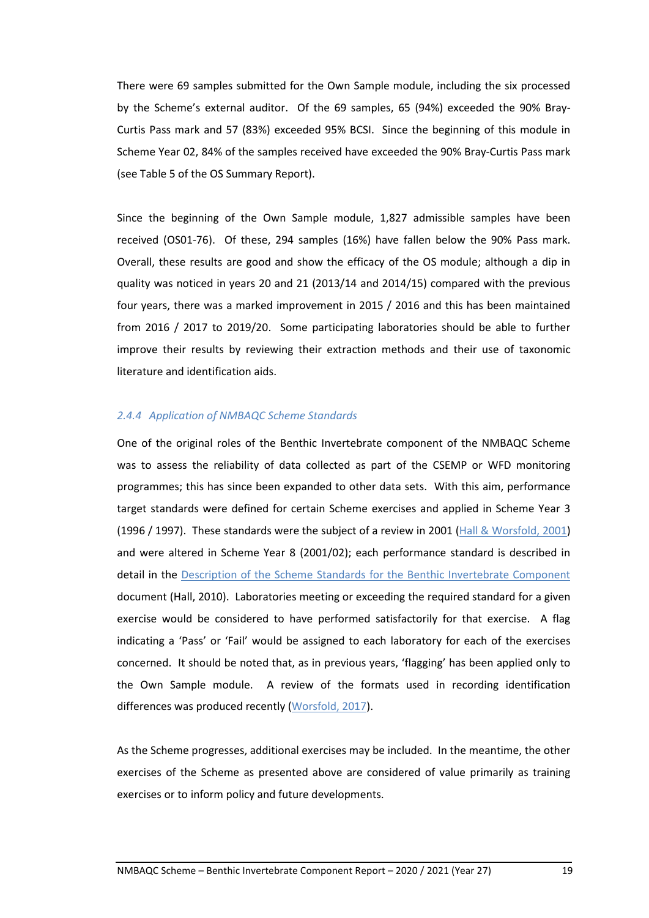There were 69 samples submitted for the Own Sample module, including the six processed by the Scheme's external auditor. Of the 69 samples, 65 (94%) exceeded the 90% Bray-Curtis Pass mark and 57 (83%) exceeded 95% BCSI. Since the beginning of this module in Scheme Year 02, 84% of the samples received have exceeded the 90% Bray-Curtis Pass mark (see Table 5 of the OS Summary Report).

Since the beginning of the Own Sample module, 1,827 admissible samples have been received (OS01-76). Of these, 294 samples (16%) have fallen below the 90% Pass mark. Overall, these results are good and show the efficacy of the OS module; although a dip in quality was noticed in years 20 and 21 (2013/14 and 2014/15) compared with the previous four years, there was a marked improvement in 2015 / 2016 and this has been maintained from 2016 / 2017 to 2019/20. Some participating laboratories should be able to further improve their results by reviewing their extraction methods and their use of taxonomic literature and identification aids.

### *2.4.4 Application of NMBAQC Scheme Standards*

One of the original roles of the Benthic Invertebrate component of the NMBAQC Scheme was to assess the reliability of data collected as part of the CSEMP or WFD monitoring programmes; this has since been expanded to other data sets. With this aim, performance target standards were defined for certain Scheme exercises and applied in Scheme Year 3 (1996 / 1997). These standards were the subject of a review in 2001 (Hall & Worsfold, 2001) and were altered in Scheme Year 8 (2001/02); each performance standard is described in detail in the Description of the Scheme Standards for the Benthic Invertebrate Component document (Hall, 2010). Laboratories meeting or exceeding the required standard for a given exercise would be considered to have performed satisfactorily for that exercise. A flag indicating a 'Pass' or 'Fail' would be assigned to each laboratory for each of the exercises concerned. It should be noted that, as in previous years, 'flagging' has been applied only to the Own Sample module. A review of the formats used in recording identification differences was produced recently (Worsfold, 2017).

As the Scheme progresses, additional exercises may be included. In the meantime, the other exercises of the Scheme as presented above are considered of value primarily as training exercises or to inform policy and future developments.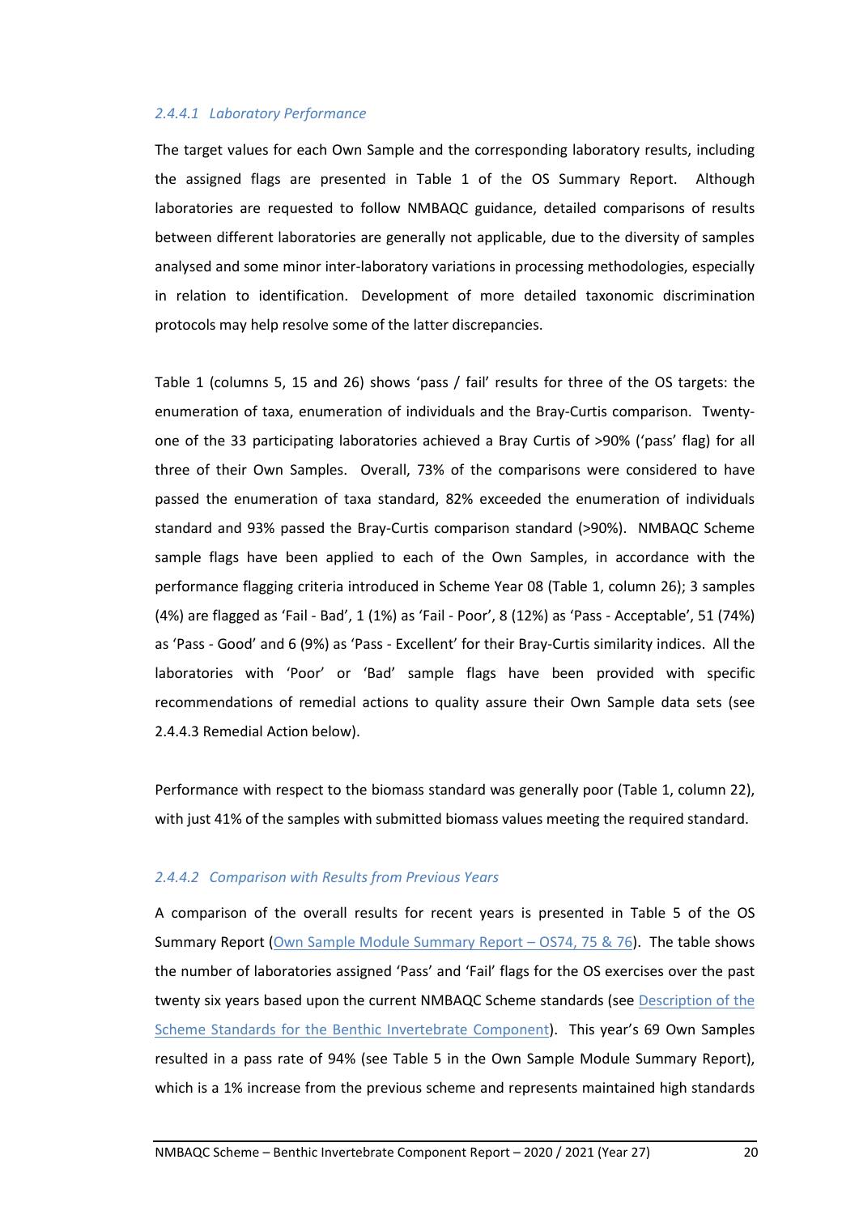#### *2.4.4.1 Laboratory Performance*

The target values for each Own Sample and the corresponding laboratory results, including the assigned flags are presented in Table 1 of the OS Summary Report. Although laboratories are requested to follow NMBAQC guidance, detailed comparisons of results between different laboratories are generally not applicable, due to the diversity of samples analysed and some minor inter-laboratory variations in processing methodologies, especially in relation to identification. Development of more detailed taxonomic discrimination protocols may help resolve some of the latter discrepancies.

Table 1 (columns 5, 15 and 26) shows 'pass / fail' results for three of the OS targets: the enumeration of taxa, enumeration of individuals and the Bray-Curtis comparison. Twenty-one of the 33 participating laboratories achieved a Bray Curtis of >90% ('pass' flag) for all three of their Own Samples. Overall, 73% of the comparisons were considered to have passed the enumeration of taxa standard, 82% exceeded the enumeration of individuals standard and 93% passed the Bray-Curtis comparison standard (>90%). NMBAQC Scheme sample flags have been applied to each of the Own Samples, in accordance with the performance flagging criteria introduced in Scheme Year 08 (Table 1, column 26); 3 samples (4%) are flagged as 'Fail - Bad', 1 (1%) as 'Fail - Poor', 8 (12%) as 'Pass - Acceptable', 51 (74%) as 'Pass - Good' and 6 (9%) as 'Pass - Excellent' for their Bray-Curtis similarity indices. All the laboratories with 'Poor' or 'Bad' sample flags have been provided with specific recommendations of remedial actions to quality assure their Own Sample data sets (see 2.4.4.3 Remedial Action below).

Performance with respect to the biomass standard was generally poor (Table 1, column 22), with just 41% of the samples with submitted biomass values meeting the required standard.

#### *2.4.4.2 Comparison with Results from Previous Years*

A comparison of the overall results for recent years is presented in Table 5 of the OS Summary Report (Own Sample Module Summary Report – OS74, 75 & 76). The table shows the number of laboratories assigned 'Pass' and 'Fail' flags for the OS exercises over the past twenty six years based upon the current NMBAQC Scheme standards (see Description of the Scheme Standards for the Benthic Invertebrate Component). This year's 69 Own Samples resulted in a pass rate of 94% (see Table 5 in the Own Sample Module Summary Report), which is a 1% increase from the previous scheme and represents maintained high standards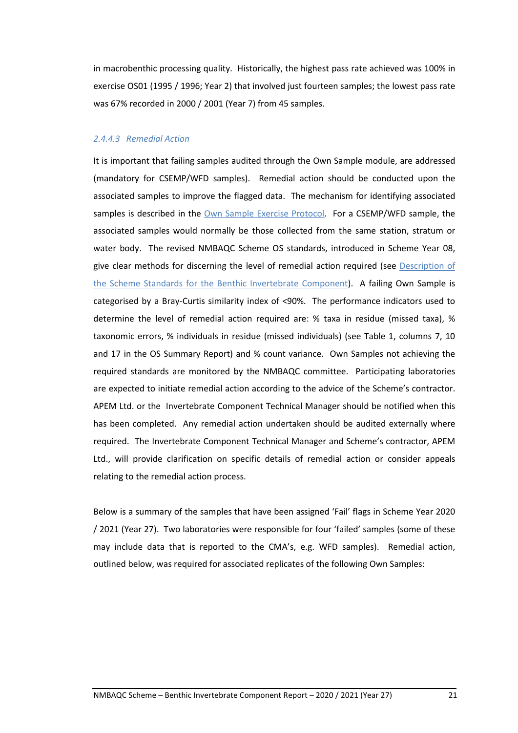in macrobenthic processing quality. Historically, the highest pass rate achieved was 100% in exercise OS01 (1995 / 1996; Year 2) that involved just fourteen samples; the lowest pass rate was 67% recorded in 2000 / 2001 (Year 7) from 45 samples.

#### *2.4.4.3 Remedial Action*

It is important that failing samples audited through the Own Sample module, are addressed (mandatory for CSEMP/WFD samples). Remedial action should be conducted upon the associated samples to improve the flagged data. The mechanism for identifying associated samples is described in the [Own Sample Exercise Protocol](). For a CSEMP/WFD sample, the associated samples would normally be those collected from the same station, stratum or water body. The revised NMBAQC Scheme OS standards, introduced in Scheme Year 08, give clear methods for discerning the level of remedial action required (see [Description of the Scheme Standards for the Benthic Invertebrate Component]()). A failing Own Sample is categorised by a Bray-Curtis similarity index of <90%. The performance indicators used to determine the level of remedial action required are: % taxa in residue (missed taxa), % taxonomic errors, % individuals in residue (missed individuals) (see Table 1, columns 7, 10 and 17 in the OS Summary Report) and % count variance. Own Samples not achieving the required standards are monitored by the NMBAQC committee. Participating laboratories are expected to initiate remedial action according to the advice of the Scheme's contractor. APEM Ltd. or the Invertebrate Component Technical Manager should be notified when this has been completed. Any remedial action undertaken should be audited externally where required. The Invertebrate Component Technical Manager and Scheme's contractor, APEM Ltd., will provide clarification on specific details of remedial action or consider appeals relating to the remedial action process.

Below is a summary of the samples that have been assigned 'Fail' flags in Scheme Year 2020 / 2021 (Year 27). Two laboratories were responsible for four 'failed' samples (some of these may include data that is reported to the CMA's, e.g. WFD samples). Remedial action, outlined below, was required for associated replicates of the following Own Samples: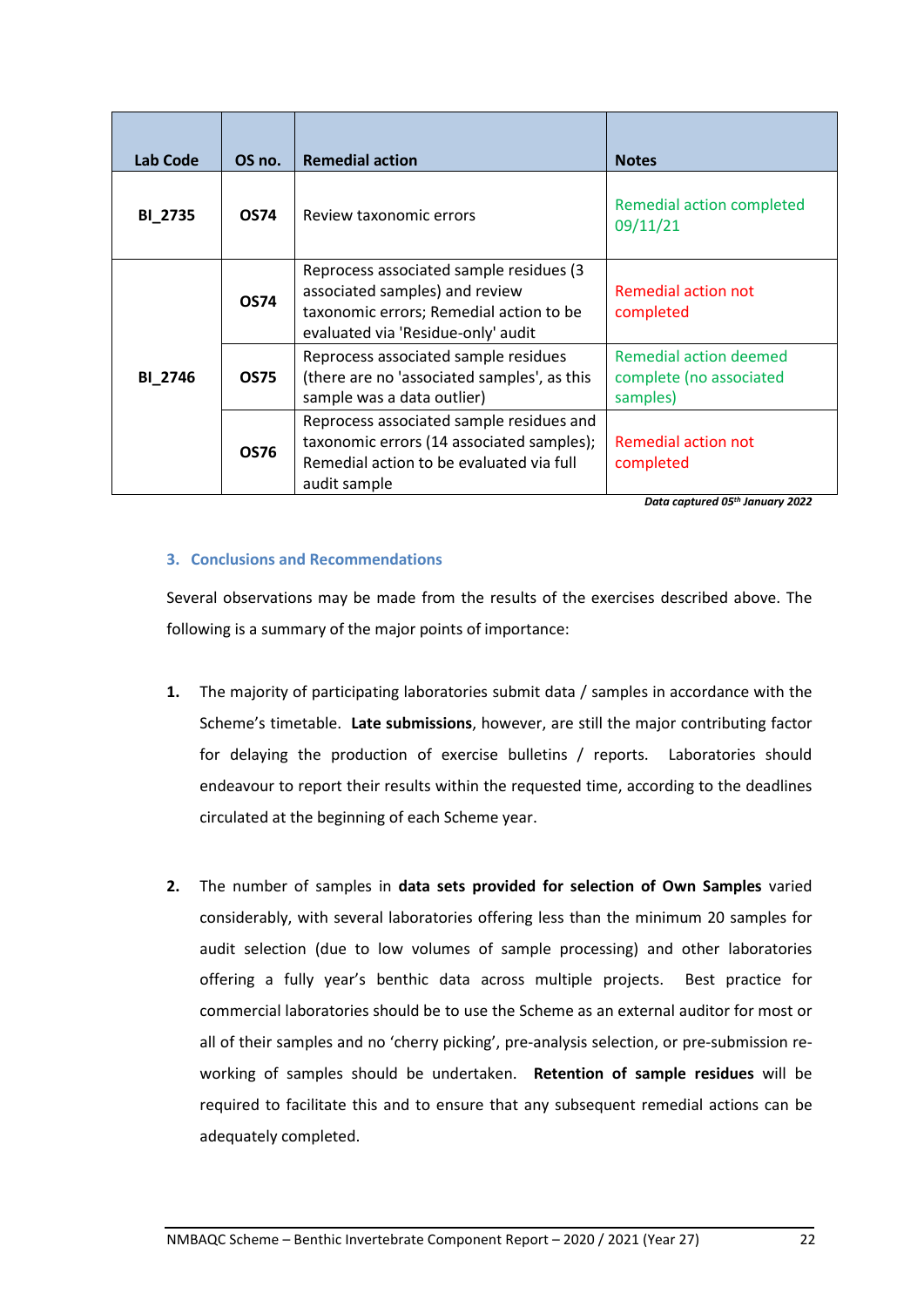| Lab Code | OS no. | Remedial action | Notes |
|---|---|---|---|
| **BI_2735** | **OS74** | Review taxonomic errors | Remedial action completed 09/11/21 |
| **BI_2746** | **OS74** | Reprocess associated sample residues (3 associated samples) and review taxonomic errors; Remedial action to be evaluated via 'Residue-only' audit | Remedial action not completed |
| | **OS75** | Reprocess associated sample residues (there are no 'associated samples', as this sample was a data outlier) | Remedial action deemed complete (no associated samples) |
| | **OS76** | Reprocess associated sample residues and taxonomic errors (14 associated samples); Remedial action to be evaluated via full audit sample | Remedial action not completed |

***Data captured 05th January 2022***

### 3. Conclusions and Recommendations

Several observations may be made from the results of the exercises described above. The following is a summary of the major points of importance:

1. The majority of participating laboratories submit data / samples in accordance with the Scheme's timetable. **Late submissions**, however, are still the major contributing factor for delaying the production of exercise bulletins / reports. Laboratories should endeavour to report their results within the requested time, according to the deadlines circulated at the beginning of each Scheme year.

2. The number of samples in **data sets provided for selection of Own Samples** varied considerably, with several laboratories offering less than the minimum 20 samples for audit selection (due to low volumes of sample processing) and other laboratories offering a fully year's benthic data across multiple projects. Best practice for commercial laboratories should be to use the Scheme as an external auditor for most or all of their samples and no 'cherry picking', pre-analysis selection, or pre-submission re-working of samples should be undertaken. **Retention of sample residues** will be required to facilitate this and to ensure that any subsequent remedial actions can be adequately completed.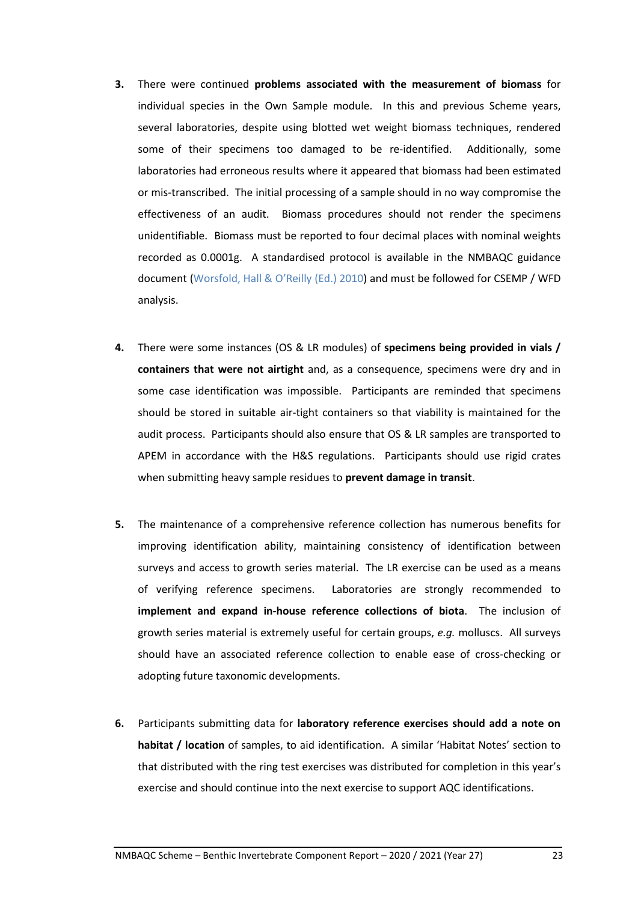3. There were continued **problems associated with the measurement of biomass** for individual species in the Own Sample module. In this and previous Scheme years, several laboratories, despite using blotted wet weight biomass techniques, rendered some of their specimens too damaged to be re-identified. Additionally, some laboratories had erroneous results where it appeared that biomass had been estimated or mis-transcribed. The initial processing of a sample should in no way compromise the effectiveness of an audit. Biomass procedures should not render the specimens unidentifiable. Biomass must be reported to four decimal places with nominal weights recorded as 0.0001g. A standardised protocol is available in the NMBAQC guidance document (Worsfold, Hall & O'Reilly (Ed.) 2010) and must be followed for CSEMP / WFD analysis.

4. There were some instances (OS & LR modules) of **specimens being provided in vials / containers that were not airtight** and, as a consequence, specimens were dry and in some case identification was impossible. Participants are reminded that specimens should be stored in suitable air-tight containers so that viability is maintained for the audit process. Participants should also ensure that OS & LR samples are transported to APEM in accordance with the H&S regulations. Participants should use rigid crates when submitting heavy sample residues to **prevent damage in transit**.

5. The maintenance of a comprehensive reference collection has numerous benefits for improving identification ability, maintaining consistency of identification between surveys and access to growth series material. The LR exercise can be used as a means of verifying reference specimens. Laboratories are strongly recommended to **implement and expand in-house reference collections of biota**. The inclusion of growth series material is extremely useful for certain groups, *e.g.* molluscs. All surveys should have an associated reference collection to enable ease of cross-checking or adopting future taxonomic developments.

6. Participants submitting data for **laboratory reference exercises should add a note on habitat / location** of samples, to aid identification. A similar 'Habitat Notes' section to that distributed with the ring test exercises was distributed for completion in this year's exercise and should continue into the next exercise to support AQC identifications.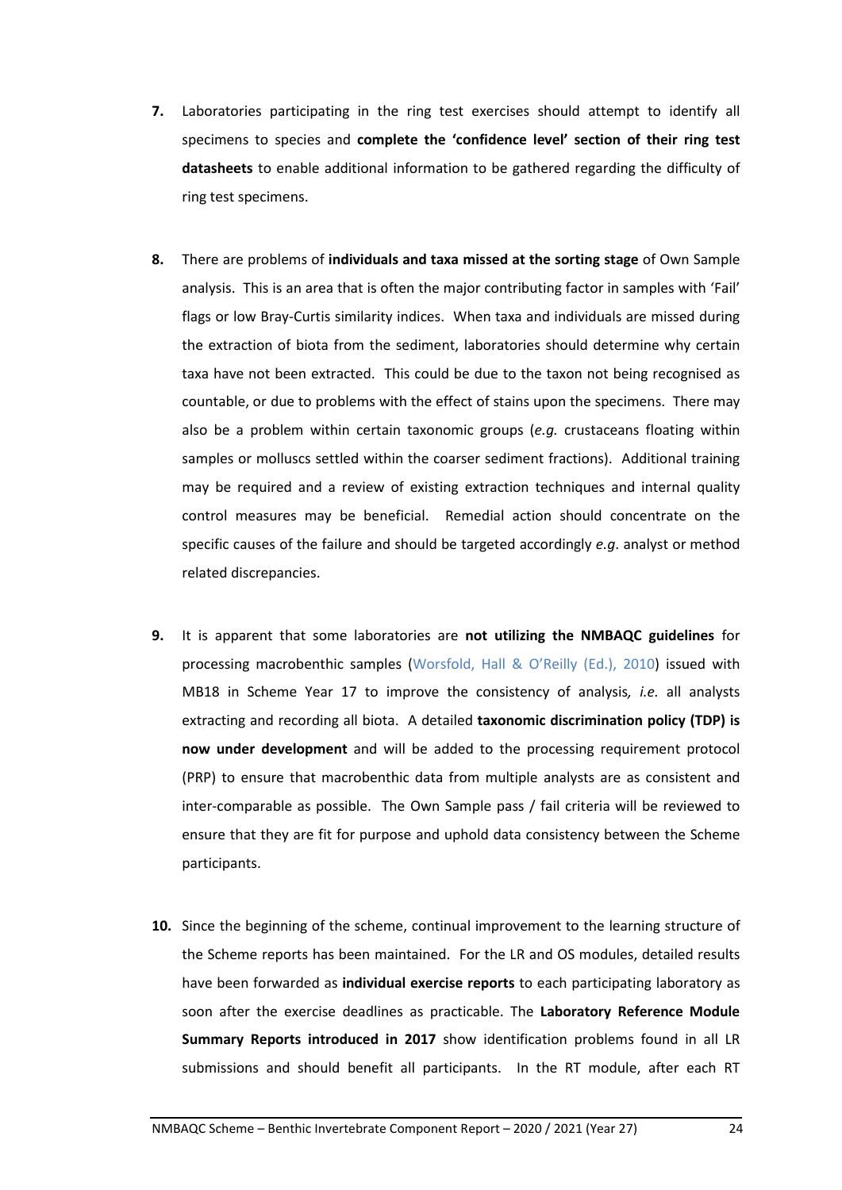7. Laboratories participating in the ring test exercises should attempt to identify all specimens to species and **complete the 'confidence level' section of their ring test datasheets** to enable additional information to be gathered regarding the difficulty of ring test specimens.

8. There are problems of **individuals and taxa missed at the sorting stage** of Own Sample analysis. This is an area that is often the major contributing factor in samples with 'Fail' flags or low Bray-Curtis similarity indices. When taxa and individuals are missed during the extraction of biota from the sediment, laboratories should determine why certain taxa have not been extracted. This could be due to the taxon not being recognised as countable, or due to problems with the effect of stains upon the specimens. There may also be a problem within certain taxonomic groups (*e.g.* crustaceans floating within samples or molluscs settled within the coarser sediment fractions). Additional training may be required and a review of existing extraction techniques and internal quality control measures may be beneficial. Remedial action should concentrate on the specific causes of the failure and should be targeted accordingly *e.g*. analyst or method related discrepancies.

9. It is apparent that some laboratories are **not utilizing the NMBAQC guidelines** for processing macrobenthic samples (Worsfold, Hall & O'Reilly (Ed.), 2010) issued with MB18 in Scheme Year 17 to improve the consistency of analysis*, i.e.* all analysts extracting and recording all biota. A detailed **taxonomic discrimination policy (TDP) is now under development** and will be added to the processing requirement protocol (PRP) to ensure that macrobenthic data from multiple analysts are as consistent and inter-comparable as possible. The Own Sample pass / fail criteria will be reviewed to ensure that they are fit for purpose and uphold data consistency between the Scheme participants.

10. Since the beginning of the scheme, continual improvement to the learning structure of the Scheme reports has been maintained. For the LR and OS modules, detailed results have been forwarded as **individual exercise reports** to each participating laboratory as soon after the exercise deadlines as practicable. The **Laboratory Reference Module Summary Reports introduced in 2017** show identification problems found in all LR submissions and should benefit all participants. In the RT module, after each RT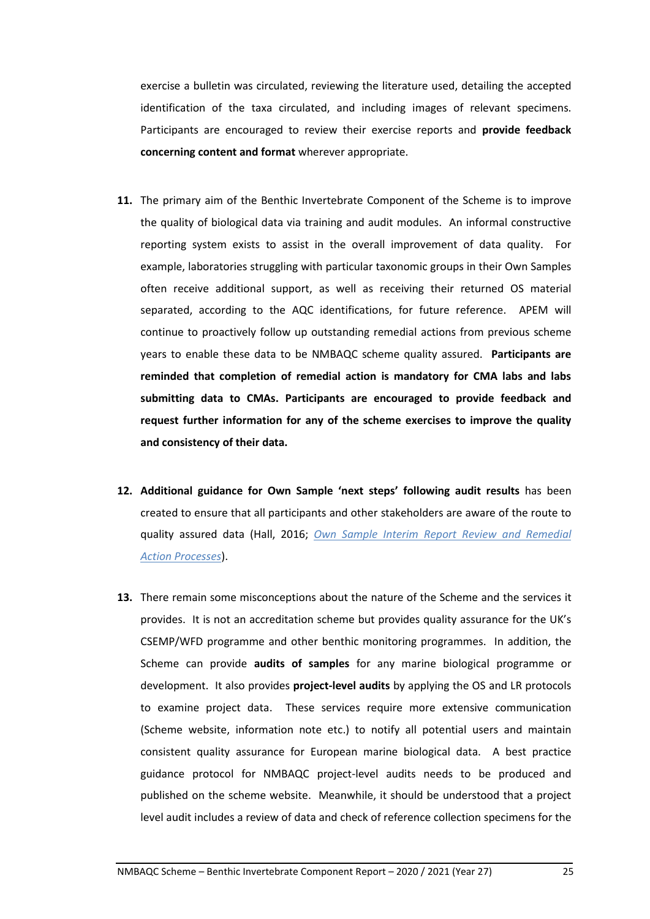exercise a bulletin was circulated, reviewing the literature used, detailing the accepted identification of the taxa circulated, and including images of relevant specimens. Participants are encouraged to review their exercise reports and **provide feedback concerning content and format** wherever appropriate.

11. The primary aim of the Benthic Invertebrate Component of the Scheme is to improve the quality of biological data via training and audit modules. An informal constructive reporting system exists to assist in the overall improvement of data quality. For example, laboratories struggling with particular taxonomic groups in their Own Samples often receive additional support, as well as receiving their returned OS material separated, according to the AQC identifications, for future reference. APEM will continue to proactively follow up outstanding remedial actions from previous scheme years to enable these data to be NMBAQC scheme quality assured. **Participants are reminded that completion of remedial action is mandatory for CMA labs and labs submitting data to CMAs. Participants are encouraged to provide feedback and request further information for any of the scheme exercises to improve the quality and consistency of their data.**

12. **Additional guidance for Own Sample 'next steps' following audit results** has been created to ensure that all participants and other stakeholders are aware of the route to quality assured data (Hall, 2016; *Own Sample Interim Report Review and Remedial Action Processes*).

13. There remain some misconceptions about the nature of the Scheme and the services it provides. It is not an accreditation scheme but provides quality assurance for the UK's CSEMP/WFD programme and other benthic monitoring programmes. In addition, the Scheme can provide **audits of samples** for any marine biological programme or development. It also provides **project-level audits** by applying the OS and LR protocols to examine project data. These services require more extensive communication (Scheme website, information note etc.) to notify all potential users and maintain consistent quality assurance for European marine biological data. A best practice guidance protocol for NMBAQC project-level audits needs to be produced and published on the scheme website. Meanwhile, it should be understood that a project level audit includes a review of data and check of reference collection specimens for the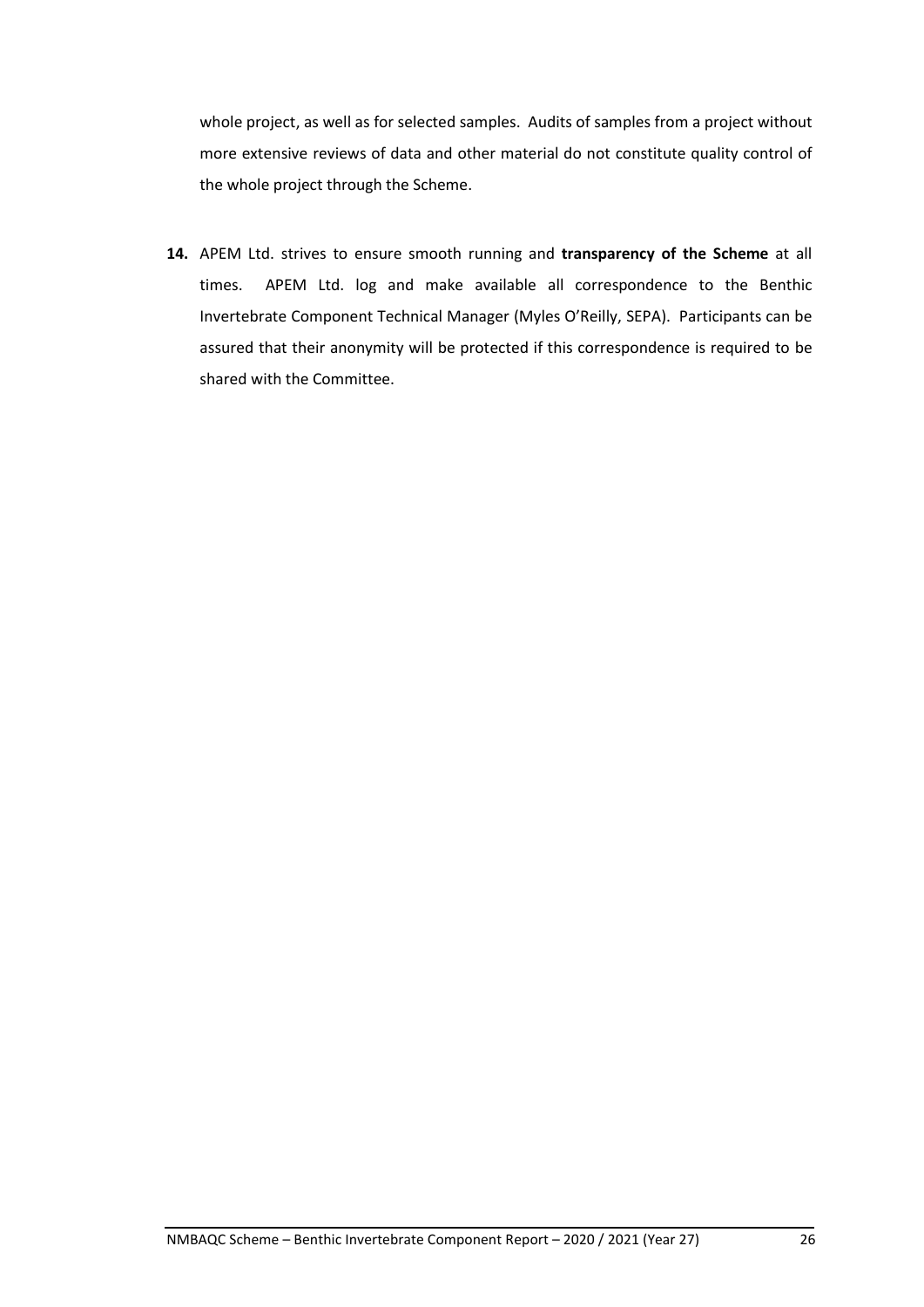whole project, as well as for selected samples. Audits of samples from a project without more extensive reviews of data and other material do not constitute quality control of the whole project through the Scheme.

**14.** APEM Ltd. strives to ensure smooth running and **transparency of the Scheme** at all times. APEM Ltd. log and make available all correspondence to the Benthic Invertebrate Component Technical Manager (Myles O'Reilly, SEPA). Participants can be assured that their anonymity will be protected if this correspondence is required to be shared with the Committee.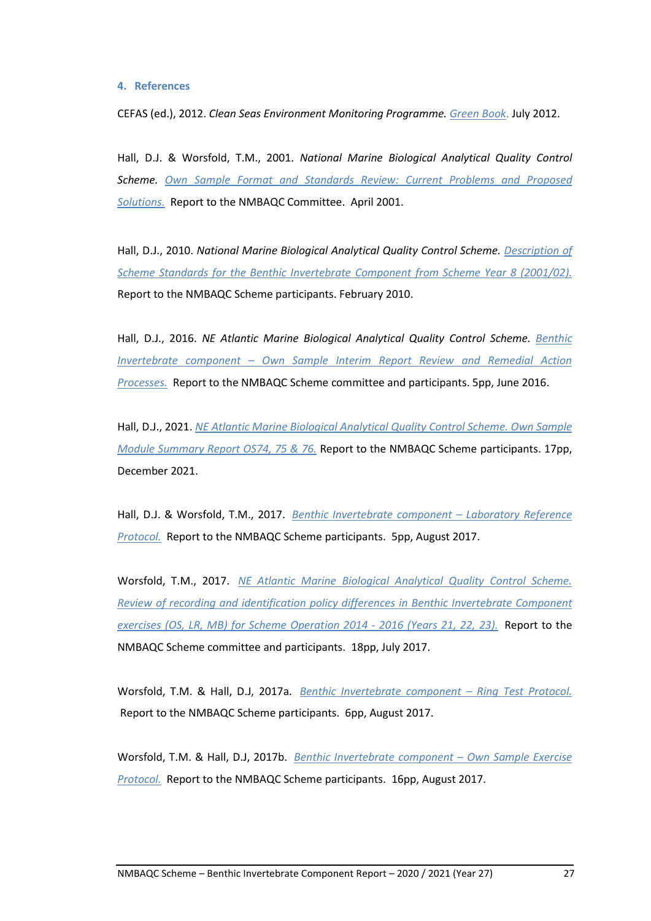## 4. References

CEFAS (ed.), 2012. *Clean Seas Environment Monitoring Programme.* Green Book. July 2012.

Hall, D.J. & Worsfold, T.M., 2001. *National Marine Biological Analytical Quality Control Scheme.* *Own Sample Format and Standards Review: Current Problems and Proposed Solutions.* Report to the NMBAQC Committee. April 2001.

Hall, D.J., 2010. *National Marine Biological Analytical Quality Control Scheme.* *Description of Scheme Standards for the Benthic Invertebrate Component from Scheme Year 8 (2001/02).* Report to the NMBAQC Scheme participants. February 2010.

Hall, D.J., 2016. *NE Atlantic Marine Biological Analytical Quality Control Scheme.* *Benthic Invertebrate component – Own Sample Interim Report Review and Remedial Action Processes.* Report to the NMBAQC Scheme committee and participants. 5pp, June 2016.

Hall, D.J., 2021. *NE Atlantic Marine Biological Analytical Quality Control Scheme. Own Sample Module Summary Report OS74, 75 & 76.* Report to the NMBAQC Scheme participants. 17pp, December 2021.

Hall, D.J. & Worsfold, T.M., 2017. *Benthic Invertebrate component – Laboratory Reference Protocol.* Report to the NMBAQC Scheme participants. 5pp, August 2017.

Worsfold, T.M., 2017. *NE Atlantic Marine Biological Analytical Quality Control Scheme. Review of recording and identification policy differences in Benthic Invertebrate Component exercises (OS, LR, MB) for Scheme Operation 2014 - 2016 (Years 21, 22, 23).* Report to the NMBAQC Scheme committee and participants. 18pp, July 2017.

Worsfold, T.M. & Hall, D.J, 2017a. *Benthic Invertebrate component – Ring Test Protocol.* Report to the NMBAQC Scheme participants. 6pp, August 2017.

Worsfold, T.M. & Hall, D.J, 2017b. *Benthic Invertebrate component – Own Sample Exercise Protocol.* Report to the NMBAQC Scheme participants. 16pp, August 2017.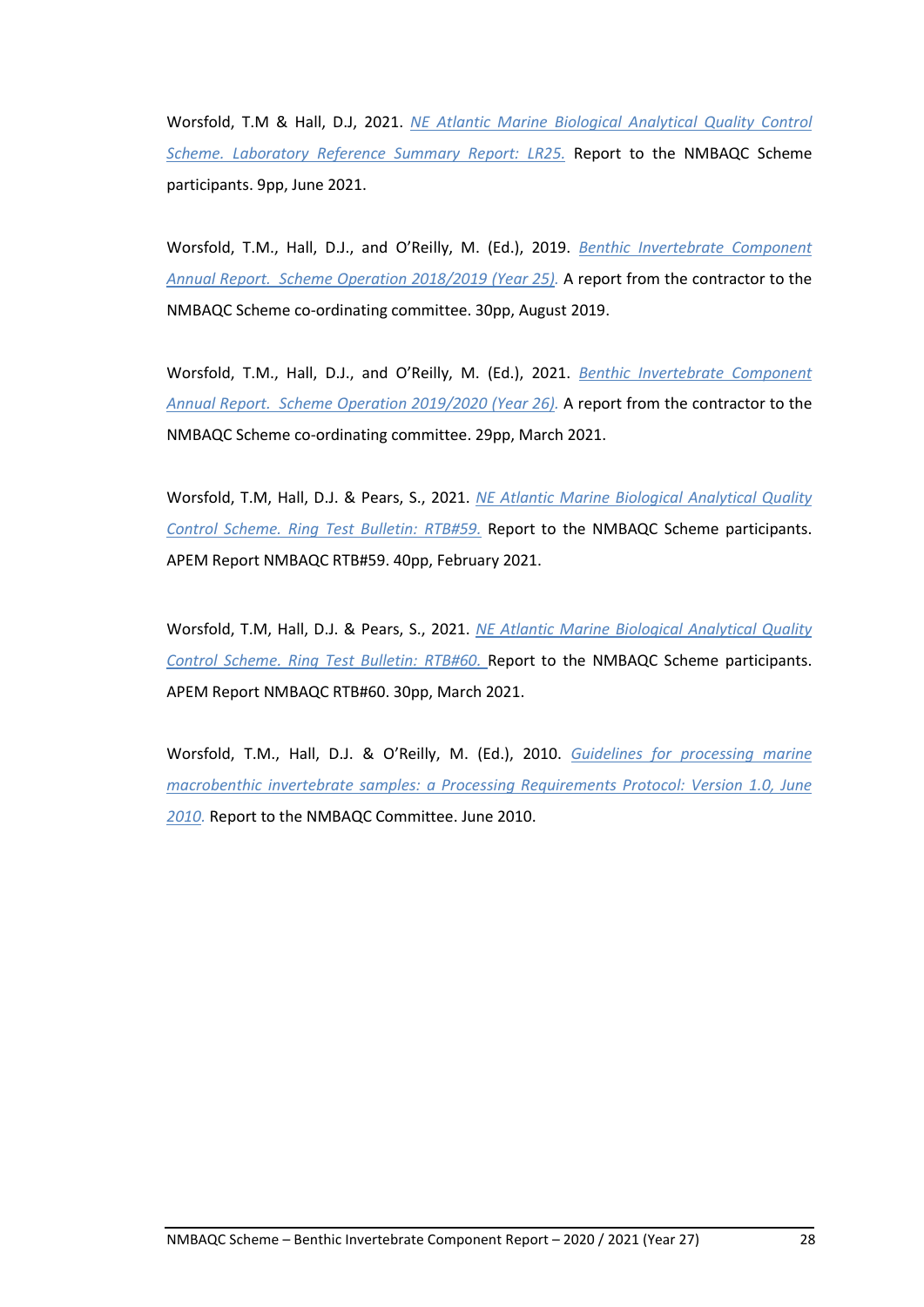Worsfold, T.M & Hall, D.J, 2021. *NE Atlantic Marine Biological Analytical Quality Control Scheme. Laboratory Reference Summary Report: LR25.* Report to the NMBAQC Scheme participants. 9pp, June 2021.

Worsfold, T.M., Hall, D.J., and O'Reilly, M. (Ed.), 2019. *Benthic Invertebrate Component Annual Report. Scheme Operation 2018/2019 (Year 25).* A report from the contractor to the NMBAQC Scheme co-ordinating committee. 30pp, August 2019.

Worsfold, T.M., Hall, D.J., and O'Reilly, M. (Ed.), 2021. *Benthic Invertebrate Component Annual Report. Scheme Operation 2019/2020 (Year 26).* A report from the contractor to the NMBAQC Scheme co-ordinating committee. 29pp, March 2021.

Worsfold, T.M, Hall, D.J. & Pears, S., 2021. *NE Atlantic Marine Biological Analytical Quality Control Scheme. Ring Test Bulletin: RTB#59.* Report to the NMBAQC Scheme participants. APEM Report NMBAQC RTB#59. 40pp, February 2021.

Worsfold, T.M, Hall, D.J. & Pears, S., 2021. *NE Atlantic Marine Biological Analytical Quality Control Scheme. Ring Test Bulletin: RTB#60.* Report to the NMBAQC Scheme participants. APEM Report NMBAQC RTB#60. 30pp, March 2021.

Worsfold, T.M., Hall, D.J. & O'Reilly, M. (Ed.), 2010. *Guidelines for processing marine macrobenthic invertebrate samples: a Processing Requirements Protocol: Version 1.0, June 2010.* Report to the NMBAQC Committee. June 2010.